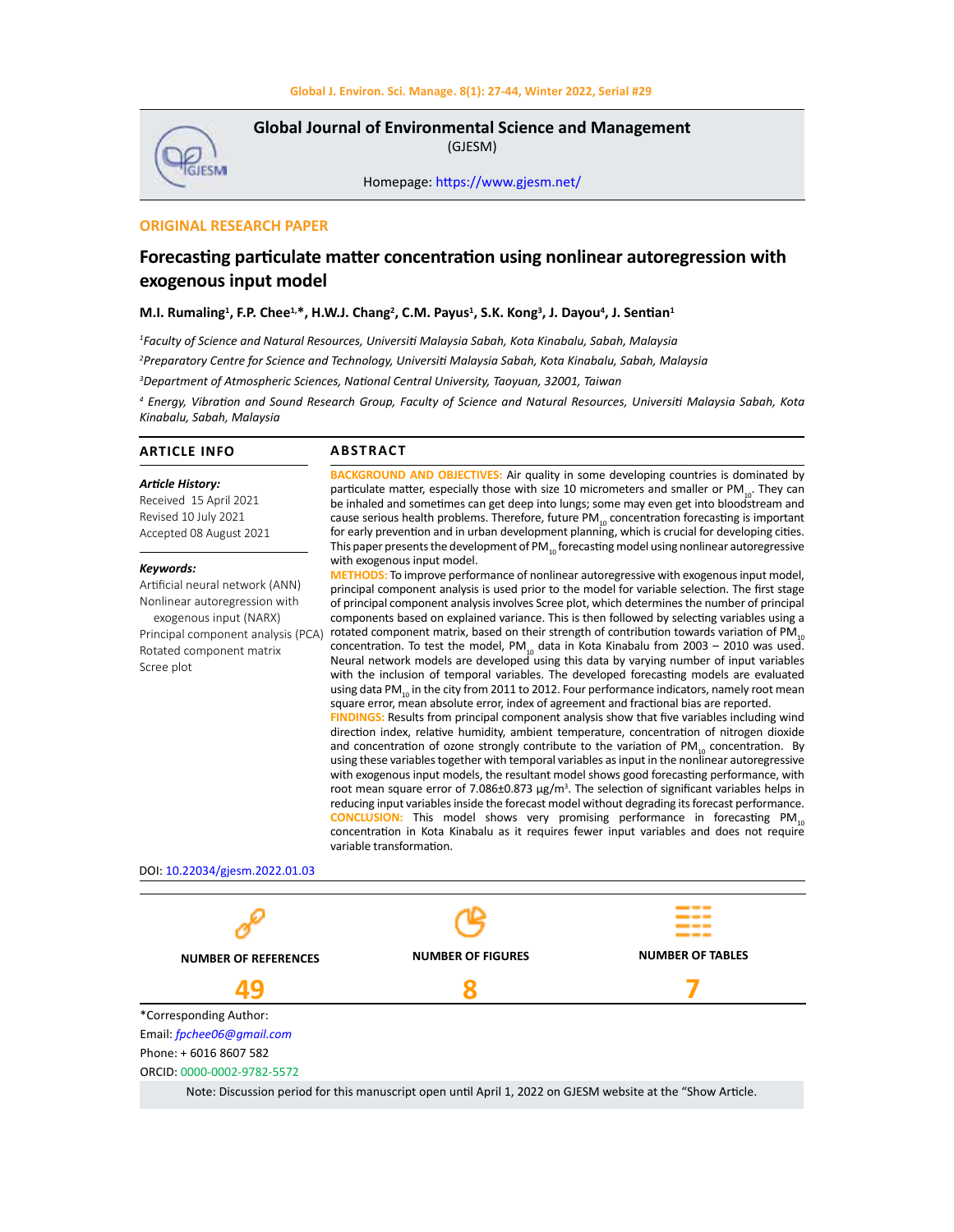**Global Journal of Environmental Science and Management**
(GJESM)

Homepage: https://www.gjesm.net/

ORIGINAL RESEARCH PAPER

# Forecasting particulate matter concentration using nonlinear autoregression with exogenous input model

**M.I. Rumaling[1], F.P. Chee[1,*], H.W.J. Chang[2], C.M. Payus[1], S.K. Kong[3], J. Dayou[4], J. Sentian[1]**

[1]*Faculty of Science and Natural Resources, Universiti Malaysia Sabah, Kota Kinabalu, Sabah, Malaysia*

[2]*Preparatory Centre for Science and Technology, Universiti Malaysia Sabah, Kota Kinabalu, Sabah, Malaysia*

[3]*Department of Atmospheric Sciences, National Central University, Taoyuan, 32001, Taiwan*

[4] *Energy, Vibration and Sound Research Group, Faculty of Science and Natural Resources, Universiti Malaysia Sabah, Kota Kinabalu, Sabah, Malaysia*

## ARTICLE INFO

***Article History:***
Received 15 April 2021
Revised 10 July 2021
Accepted 08 August 2021

***Keywords:***
Artificial neural network (ANN)
Nonlinear autoregression with exogenous input (NARX)
Principal component analysis (PCA)
Rotated component matrix
Scree plot

## ABSTRACT

BACKGROUND AND OBJECTIVES: Air quality in some developing countries is dominated by particulate matter, especially those with size 10 micrometers and smaller or $PM_{10}$. They can be inhaled and sometimes can get deep into lungs; some may even get into bloodstream and cause serious health problems. Therefore, future $PM_{10}$ concentration forecasting is important for early prevention and in urban development planning, which is crucial for developing cities. This paper presents the development of $PM_{10}$ forecasting model using nonlinear autoregressive with exogenous input model.

METHODS: To improve performance of nonlinear autoregressive with exogenous input model, principal component analysis is used prior to the model for variable selection. The first stage of principal component analysis involves Scree plot, which determines the number of principal components based on explained variance. This is then followed by selecting variables using a rotated component matrix, based on their strength of contribution towards variation of $PM_{10}$ concentration. To test the model, $PM_{10}$ data in Kota Kinabalu from 2003 – 2010 was used. Neural network models are developed using this data by varying number of input variables with the inclusion of temporal variables. The developed forecasting models are evaluated using data $PM_{10}$ in the city from 2011 to 2012. Four performance indicators, namely root mean square error, mean absolute error, index of agreement and fractional bias are reported.

FINDINGS: Results from principal component analysis show that five variables including wind direction index, relative humidity, ambient temperature, concentration of nitrogen dioxide and concentration of ozone strongly contribute to the variation of $PM_{10}$ concentration. By using these variables together with temporal variables as input in the nonlinear autoregressive with exogenous input models, the resultant model shows good forecasting performance, with root mean square error of 7.086±0.873 µg/m$^3$. The selection of significant variables helps in reducing input variables inside the forecast model without degrading its forecast performance.

CONCLUSION: This model shows very promising performance in forecasting $PM_{10}$ concentration in Kota Kinabalu as it requires fewer input variables and does not require variable transformation.

DOI: 10.22034/gjesm.2022.01.03

| NUMBER OF REFERENCES | NUMBER OF FIGURES | NUMBER OF TABLES |
|---|---|---|
| 49 | 8 | 7 |

*Corresponding Author:
Email: *fpchee06@gmail.com*
Phone: + 6016 8607 582
ORCID: 0000-0002-9782-5572

Note: Discussion period for this manuscript open until April 1, 2022 on GJESM website at the "Show Article.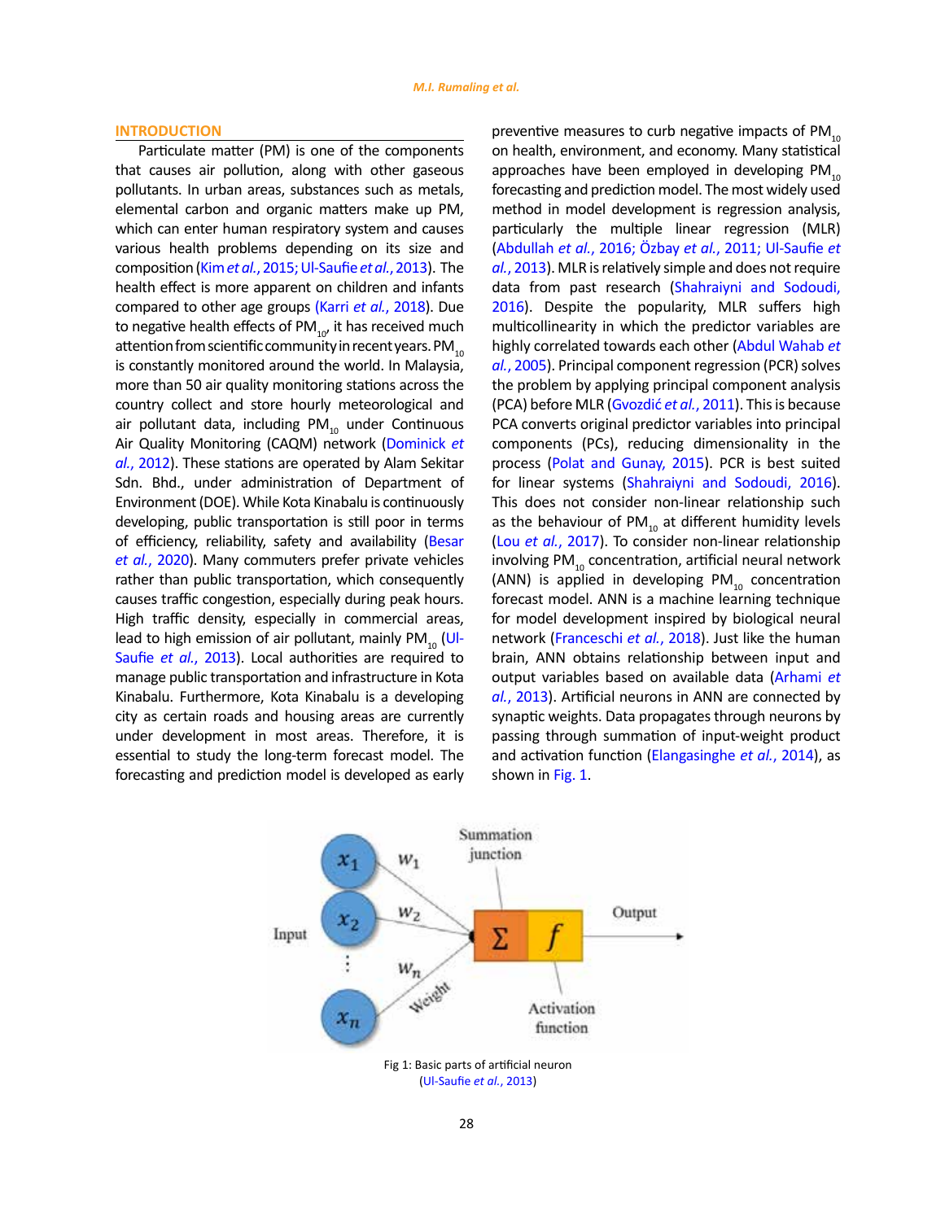## INTRODUCTION

Particulate matter (PM) is one of the components that causes air pollution, along with other gaseous pollutants. In urban areas, substances such as metals, elemental carbon and organic matters make up PM, which can enter human respiratory system and causes various health problems depending on its size and composition (Kim *et al.*, 2015; Ul-Saufie *et al.*, 2013). The health effect is more apparent on children and infants compared to other age groups (Karri *et al.*, 2018). Due to negative health effects of $PM_{10}$, it has received much attention from scientific community in recent years. $PM_{10}$ is constantly monitored around the world. In Malaysia, more than 50 air quality monitoring stations across the country collect and store hourly meteorological and air pollutant data, including $PM_{10}$ under Continuous Air Quality Monitoring (CAQM) network (Dominick *et al.*, 2012). These stations are operated by Alam Sekitar Sdn. Bhd., under administration of Department of Environment (DOE). While Kota Kinabalu is continuously developing, public transportation is still poor in terms of efficiency, reliability, safety and availability (Besar *et al.*, 2020). Many commuters prefer private vehicles rather than public transportation, which consequently causes traffic congestion, especially during peak hours. High traffic density, especially in commercial areas, lead to high emission of air pollutant, mainly $PM_{10}$ (Ul-Saufie *et al.*, 2013). Local authorities are required to manage public transportation and infrastructure in Kota Kinabalu. Furthermore, Kota Kinabalu is a developing city as certain roads and housing areas are currently under development in most areas. Therefore, it is essential to study the long-term forecast model. The forecasting and prediction model is developed as early preventive measures to curb negative impacts of $PM_{10}$ on health, environment, and economy. Many statistical approaches have been employed in developing $PM_{10}$ forecasting and prediction model. The most widely used method in model development is regression analysis, particularly the multiple linear regression (MLR) (Abdullah *et al.*, 2016; Özbay *et al.*, 2011; Ul-Saufie *et al.*, 2013). MLR is relatively simple and does not require data from past research (Shahraiyni and Sodoudi, 2016). Despite the popularity, MLR suffers high multicollinearity in which the predictor variables are highly correlated towards each other (Abdul Wahab *et al.*, 2005). Principal component regression (PCR) solves the problem by applying principal component analysis (PCA) before MLR (Gvozdić *et al.*, 2011). This is because PCA converts original predictor variables into principal components (PCs), reducing dimensionality in the process (Polat and Gunay, 2015). PCR is best suited for linear systems (Shahraiyni and Sodoudi, 2016). This does not consider non-linear relationship such as the behaviour of $PM_{10}$ at different humidity levels (Lou *et al.*, 2017). To consider non-linear relationship involving $PM_{10}$ concentration, artificial neural network (ANN) is applied in developing $PM_{10}$ concentration forecast model. ANN is a machine learning technique for model development inspired by biological neural network (Franceschi *et al.*, 2018). Just like the human brain, ANN obtains relationship between input and output variables based on available data (Arhami *et al.*, 2013). Artificial neurons in ANN are connected by synaptic weights. Data propagates through neurons by passing through summation of input-weight product and activation function (Elangasinghe *et al.*, 2014), as shown in Fig. 1.

Fig 1: Basic parts of artificial neuron (Ul-Saufie *et al.*, 2013)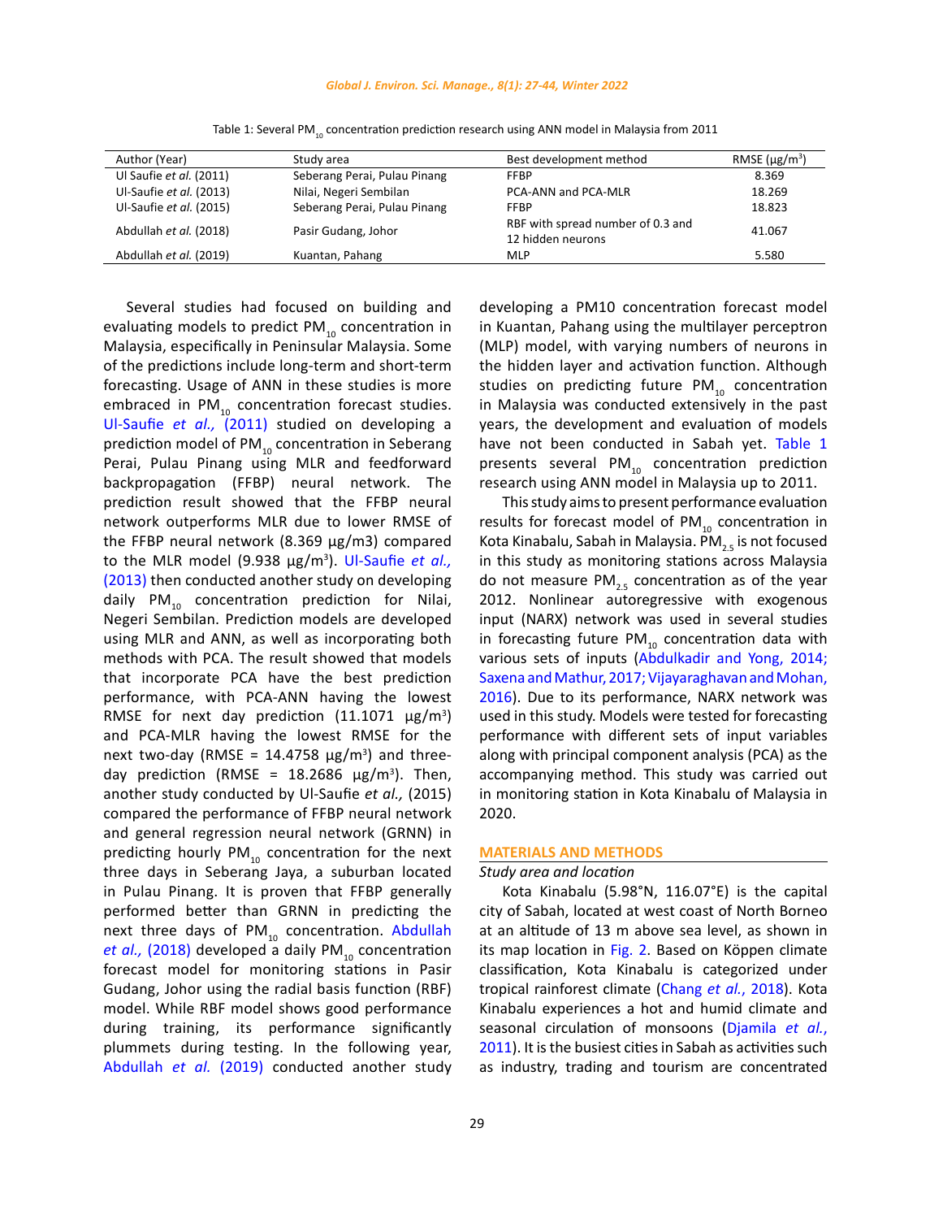Table 1: Several $PM_{10}$ concentration prediction research using ANN model in Malaysia from 2011

| Author (Year) | Study area | Best development method | RMSE (µg/m³) |
|---|---|---|---|
| Ul Saufie *et al.* (2011) | Seberang Perai, Pulau Pinang | FFBP | 8.369 |
| Ul-Saufie *et al.* (2013) | Nilai, Negeri Sembilan | PCA-ANN and PCA-MLR | 18.269 |
| Ul-Saufie *et al.* (2015) | Seberang Perai, Pulau Pinang | FFBP | 18.823 |
| Abdullah *et al.* (2018) | Pasir Gudang, Johor | RBF with spread number of 0.3 and 12 hidden neurons | 41.067 |
| Abdullah *et al.* (2019) | Kuantan, Pahang | MLP | 5.580 |

Several studies had focused on building and evaluating models to predict $PM_{10}$ concentration in Malaysia, especially in Peninsular Malaysia. Some of the predictions include long-term and short-term forecasting. Usage of ANN in these studies is more embraced in $PM_{10}$ concentration forecast studies. Ul-Saufie *et al.,* (2011) studied on developing a prediction model of $PM_{10}$ concentration in Seberang Perai, Pulau Pinang using MLR and feedforward backpropagation (FFBP) neural network. The prediction result showed that the FFBP neural network outperforms MLR due to lower RMSE of the FFBP neural network (8.369 µg/m3) compared to the MLR model (9.938 µg/m³). Ul-Saufie *et al.,* (2013) then conducted another study on developing daily $PM_{10}$ concentration prediction for Nilai, Negeri Sembilan. Prediction models are developed using MLR and ANN, as well as incorporating both methods with PCA. The result showed that models that incorporate PCA have the best prediction performance, with PCA-ANN having the lowest RMSE for next day prediction (11.1071 µg/m³) and PCA-MLR having the lowest RMSE for the next two-day (RMSE = 14.4758 µg/m³) and three-day prediction (RMSE = 18.2686 µg/m³). Then, another study conducted by Ul-Saufie *et al.,* (2015) compared the performance of FFBP neural network and general regression neural network (GRNN) in predicting hourly $PM_{10}$ concentration for the next three days in Seberang Jaya, a suburban located in Pulau Pinang. It is proven that FFBP generally performed better than GRNN in predicting the next three days of $PM_{10}$ concentration. Abdullah *et al.,* (2018) developed a daily $PM_{10}$ concentration forecast model for monitoring stations in Pasir Gudang, Johor using the radial basis function (RBF) model. While RBF model shows good performance during training, its performance significantly plummets during testing. In the following year, Abdullah *et al.* (2019) conducted another study developing a PM10 concentration forecast model in Kuantan, Pahang using the multilayer perceptron (MLP) model, with varying numbers of neurons in the hidden layer and activation function. Although studies on predicting future $PM_{10}$ concentration in Malaysia was conducted extensively in the past years, the development and evaluation of models have not been conducted in Sabah yet. Table 1 presents several $PM_{10}$ concentration prediction research using ANN model in Malaysia up to 2011.

This study aims to present performance evaluation results for forecast model of $PM_{10}$ concentration in Kota Kinabalu, Sabah in Malaysia. $PM_{2.5}$ is not focused in this study as monitoring stations across Malaysia do not measure $PM_{2.5}$ concentration as of the year 2012. Nonlinear autoregressive with exogenous input (NARX) network was used in several studies in forecasting future $PM_{10}$ concentration data with various sets of inputs (Abdulkadir and Yong, 2014; Saxena and Mathur, 2017; Vijayaraghavan and Mohan, 2016). Due to its performance, NARX network was used in this study. Models were tested for forecasting performance with different sets of input variables along with principal component analysis (PCA) as the accompanying method. This study was carried out in monitoring station in Kota Kinabalu of Malaysia in 2020.

## MATERIALS AND METHODS

### *Study area and location*

Kota Kinabalu (5.98°N, 116.07°E) is the capital city of Sabah, located at west coast of North Borneo at an altitude of 13 m above sea level, as shown in its map location in Fig. 2. Based on Köppen climate classification, Kota Kinabalu is categorized under tropical rainforest climate (Chang *et al.*, 2018). Kota Kinabalu experiences a hot and humid climate and seasonal circulation of monsoons (Djamila *et al.*, 2011). It is the busiest cities in Sabah as activities such as industry, trading and tourism are concentrated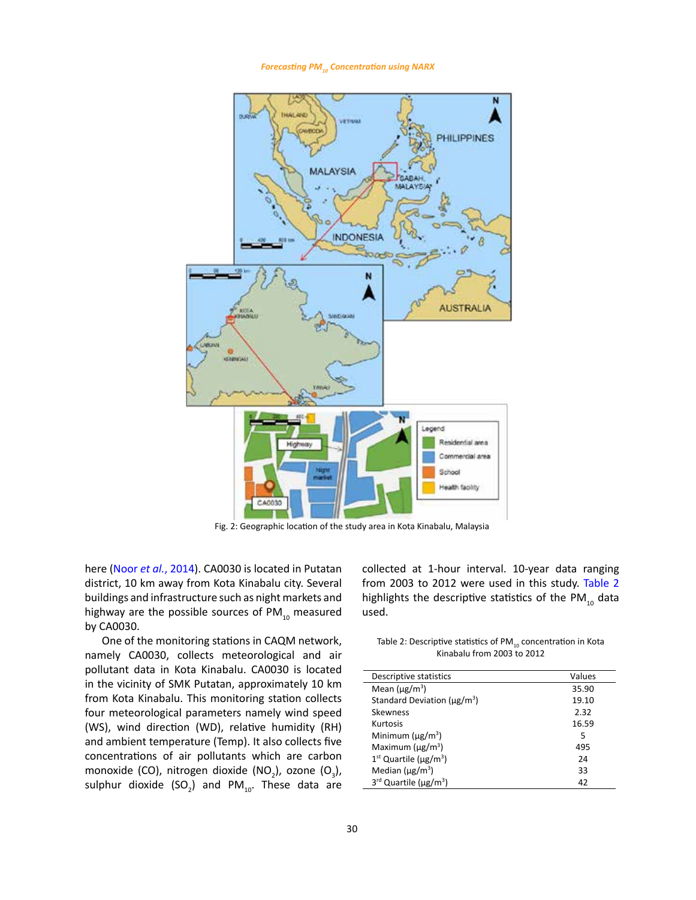Fig. 2: Geographic location of the study area in Kota Kinabalu, Malaysia

here (Noor *et al.*, 2014). CA0030 is located in Putatan district, 10 km away from Kota Kinabalu city. Several buildings and infrastructure such as night markets and highway are the possible sources of $PM_{10}$ measured by CA0030.

One of the monitoring stations in CAQM network, namely CA0030, collects meteorological and air pollutant data in Kota Kinabalu. CA0030 is located in the vicinity of SMK Putatan, approximately 10 km from Kota Kinabalu. This monitoring station collects four meteorological parameters namely wind speed (WS), wind direction (WD), relative humidity (RH) and ambient temperature (Temp). It also collects five concentrations of air pollutants which are carbon monoxide (CO), nitrogen dioxide ($NO_2$), ozone ($O_3$), sulphur dioxide ($SO_2$) and $PM_{10}$. These data are collected at 1-hour interval. 10-year data ranging from 2003 to 2012 were used in this study. Table 2 highlights the descriptive statistics of the $PM_{10}$ data used.

Table 2: Descriptive statistics of $PM_{10}$ concentration in Kota Kinabalu from 2003 to 2012

| Descriptive statistics | Values |
|---|---|
| Mean (μg/m$^3$) | 35.90 |
| Standard Deviation (μg/m$^3$) | 19.10 |
| Skewness | 2.32 |
| Kurtosis | 16.59 |
| Minimum (μg/m$^3$) | 5 |
| Maximum (μg/m$^3$) | 495 |
| 1$^{st}$ Quartile (μg/m$^3$) | 24 |
| Median (μg/m$^3$) | 33 |
| 3$^{rd}$ Quartile (μg/m$^3$) | 42 |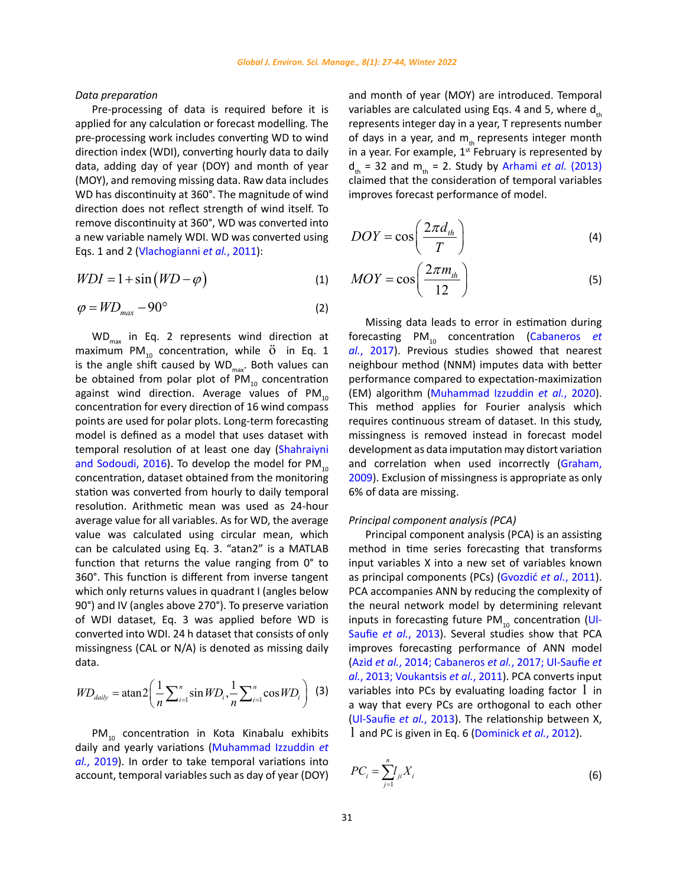*Data preparation*

Pre-processing of data is required before it is applied for any calculation or forecast modelling. The pre-processing work includes converting WD to wind direction index (WDI), converting hourly data to daily data, adding day of year (DOY) and month of year (MOY), and removing missing data. Raw data includes WD has discontinuity at 360°. The magnitude of wind direction does not reflect strength of wind itself. To remove discontinuity at 360°, WD was converted into a new variable namely WDI. WD was converted using Eqs. 1 and 2 (Vlachogianni *et al.*, 2011):

$$WDI = 1 + \sin\left(WD - \varphi\right) \quad (1)$$

$$\varphi = WD_{max} - 90° \quad (2)$$

$WD_{max}$ in Eq. 2 represents wind direction at maximum $PM_{10}$ concentration, while ö in Eq. 1 is the angle shift caused by $WD_{max}$. Both values can be obtained from polar plot of $PM_{10}$ concentration against wind direction. Average values of $PM_{10}$ concentration for every direction of 16 wind compass points are used for polar plots. Long-term forecasting model is defined as a model that uses dataset with temporal resolution of at least one day (Shahraiyni and Sodoudi, 2016). To develop the model for $PM_{10}$ concentration, dataset obtained from the monitoring station was converted from hourly to daily temporal resolution. Arithmetic mean was used as 24-hour average value for all variables. As for WD, the average value was calculated using circular mean, which can be calculated using Eq. 3. "atan2" is a MATLAB function that returns the value ranging from 0° to 360°. This function is different from inverse tangent which only returns values in quadrant I (angles below 90°) and IV (angles above 270°). To preserve variation of WDI dataset, Eq. 3 was applied before WD is converted into WDI. 24 h dataset that consists of only missingness (CAL or N/A) is denoted as missing daily data.

$$WD_{daily} = \text{atan2}\left(\frac{1}{n}\sum_{i=1}^{n}\sin WD_i, \frac{1}{n}\sum_{i=1}^{n}\cos WD_i\right) \quad (3)$$

$PM_{10}$ concentration in Kota Kinabalu exhibits daily and yearly variations (Muhammad Izzuddin *et al.*, 2019). In order to take temporal variations into account, temporal variables such as day of year (DOY) and month of year (MOY) are introduced. Temporal variables are calculated using Eqs. 4 and 5, where $d_{th}$ represents integer day in a year, T represents number of days in a year, and $m_{th}$ represents integer month in a year. For example, 1st February is represented by $d_{th}$ = 32 and $m_{th}$ = 2. Study by Arhami *et al.* (2013) claimed that the consideration of temporal variables improves forecast performance of model.

$$DOY = \cos\left(\frac{2\pi d_{th}}{T}\right) \quad (4)$$

$$MOY = \cos\left(\frac{2\pi m_{th}}{12}\right) \quad (5)$$

Missing data leads to error in estimation during forecasting $PM_{10}$ concentration (Cabaneros *et al.*, 2017). Previous studies showed that nearest neighbour method (NNM) imputes data with better performance compared to expectation-maximization (EM) algorithm (Muhammad Izzuddin *et al.*, 2020). This method applies for Fourier analysis which requires continuous stream of dataset. In this study, missingness is removed instead in forecast model development as data imputation may distort variation and correlation when used incorrectly (Graham, 2009). Exclusion of missingness is appropriate as only 6% of data are missing.

*Principal component analysis (PCA)*

Principal component analysis (PCA) is an assisting method in time series forecasting that transforms input variables X into a new set of variables known as principal components (PCs) (Gvozdić *et al.*, 2011). PCA accompanies ANN by reducing the complexity of the neural network model by determining relevant inputs in forecasting future $PM_{10}$ concentration (Ul-Saufie *et al.*, 2013). Several studies show that PCA improves forecasting performance of ANN model (Azid *et al.*, 2014; Cabaneros *et al.*, 2017; Ul-Saufie *et al.*, 2013; Voukantsis *et al.*, 2011). PCA converts input variables into PCs by evaluating loading factor $l$ in a way that every PCs are orthogonal to each other (Ul-Saufie *et al.*, 2013). The relationship between X, $l$ and PC is given in Eq. 6 (Dominick *et al.*, 2012).

$$PC_i = \sum_{j=1}^{n} l_{ji} X_i \quad (6)$$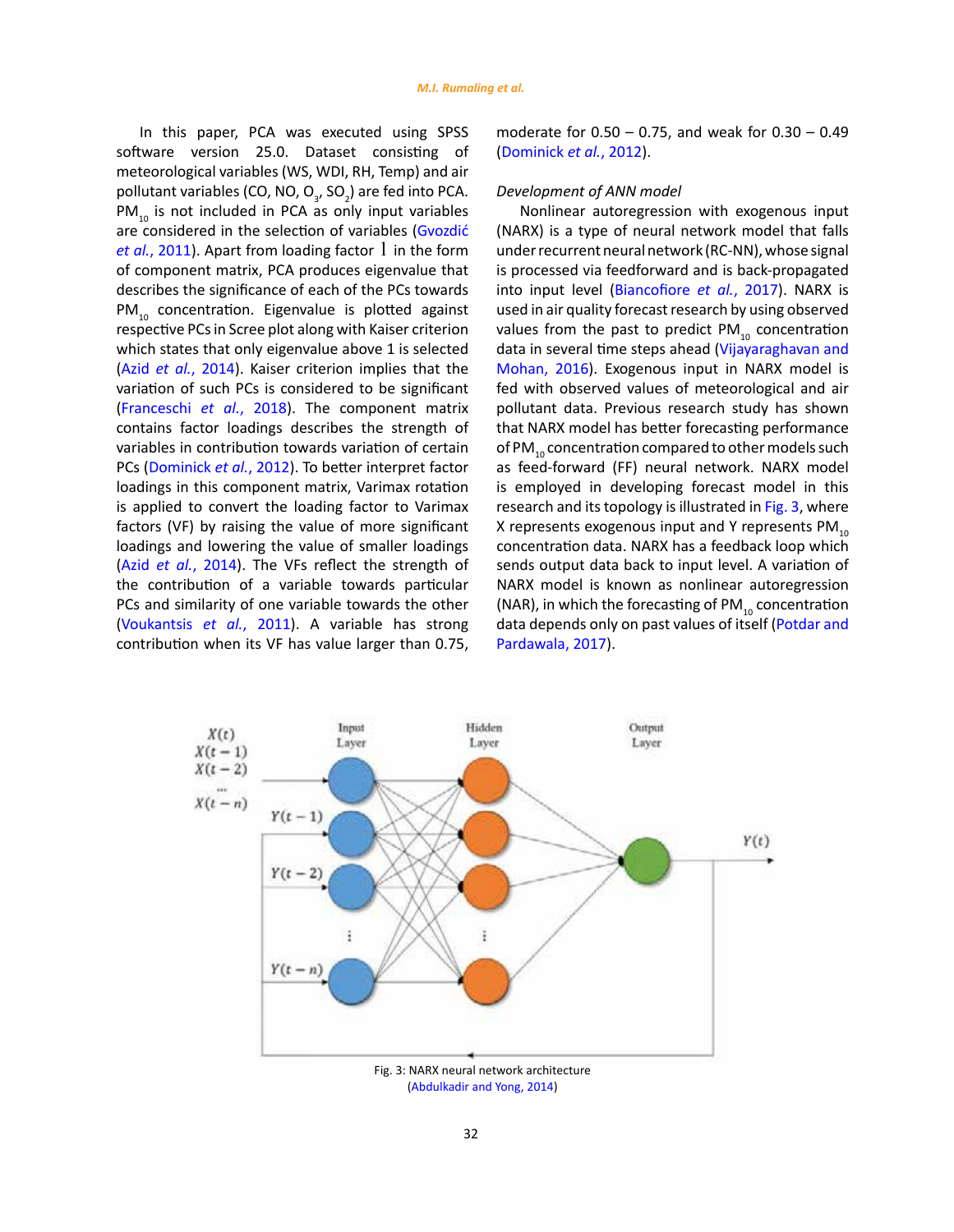In this paper, PCA was executed using SPSS software version 25.0. Dataset consisting of meteorological variables (WS, WDI, RH, Temp) and air pollutant variables (CO, NO, $O_3$, $SO_2$) are fed into PCA. $PM_{10}$ is not included in PCA as only input variables are considered in the selection of variables (Gvozdić *et al.*, 2011). Apart from loading factor $l$ in the form of component matrix, PCA produces eigenvalue that describes the significance of each of the PCs towards $PM_{10}$ concentration. Eigenvalue is plotted against respective PCs in Scree plot along with Kaiser criterion which states that only eigenvalue above 1 is selected (Azid *et al.*, 2014). Kaiser criterion implies that the variation of such PCs is considered to be significant (Franceschi *et al.*, 2018). The component matrix contains factor loadings describes the strength of variables in contribution towards variation of certain PCs (Dominick *et al.*, 2012). To better interpret factor loadings in this component matrix, Varimax rotation is applied to convert the loading factor to Varimax factors (VF) by raising the value of more significant loadings and lowering the value of smaller loadings (Azid *et al.*, 2014). The VFs reflect the strength of the contribution of a variable towards particular PCs and similarity of one variable towards the other (Voukantsis *et al.*, 2011). A variable has strong contribution when its VF has value larger than 0.75, moderate for 0.50 – 0.75, and weak for 0.30 – 0.49 (Dominick *et al.*, 2012).

*Development of ANN model*

Nonlinear autoregression with exogenous input (NARX) is a type of neural network model that falls under recurrent neural network (RC-NN), whose signal is processed via feedforward and is back-propagated into input level (Biancofiore *et al.*, 2017). NARX is used in air quality forecast research by using observed values from the past to predict $PM_{10}$ concentration data in several time steps ahead (Vijayaraghavan and Mohan, 2016). Exogenous input in NARX model is fed with observed values of meteorological and air pollutant data. Previous research study has shown that NARX model has better forecasting performance of $PM_{10}$ concentration compared to other models such as feed-forward (FF) neural network. NARX model is employed in developing forecast model in this research and its topology is illustrated in Fig. 3, where X represents exogenous input and Y represents $PM_{10}$ concentration data. NARX has a feedback loop which sends output data back to input level. A variation of NARX model is known as nonlinear autoregression (NAR), in which the forecasting of $PM_{10}$ concentration data depends only on past values of itself (Potdar and Pardawala, 2017).

Fig. 3: NARX neural network architecture
(Abdulkadir and Yong, 2014)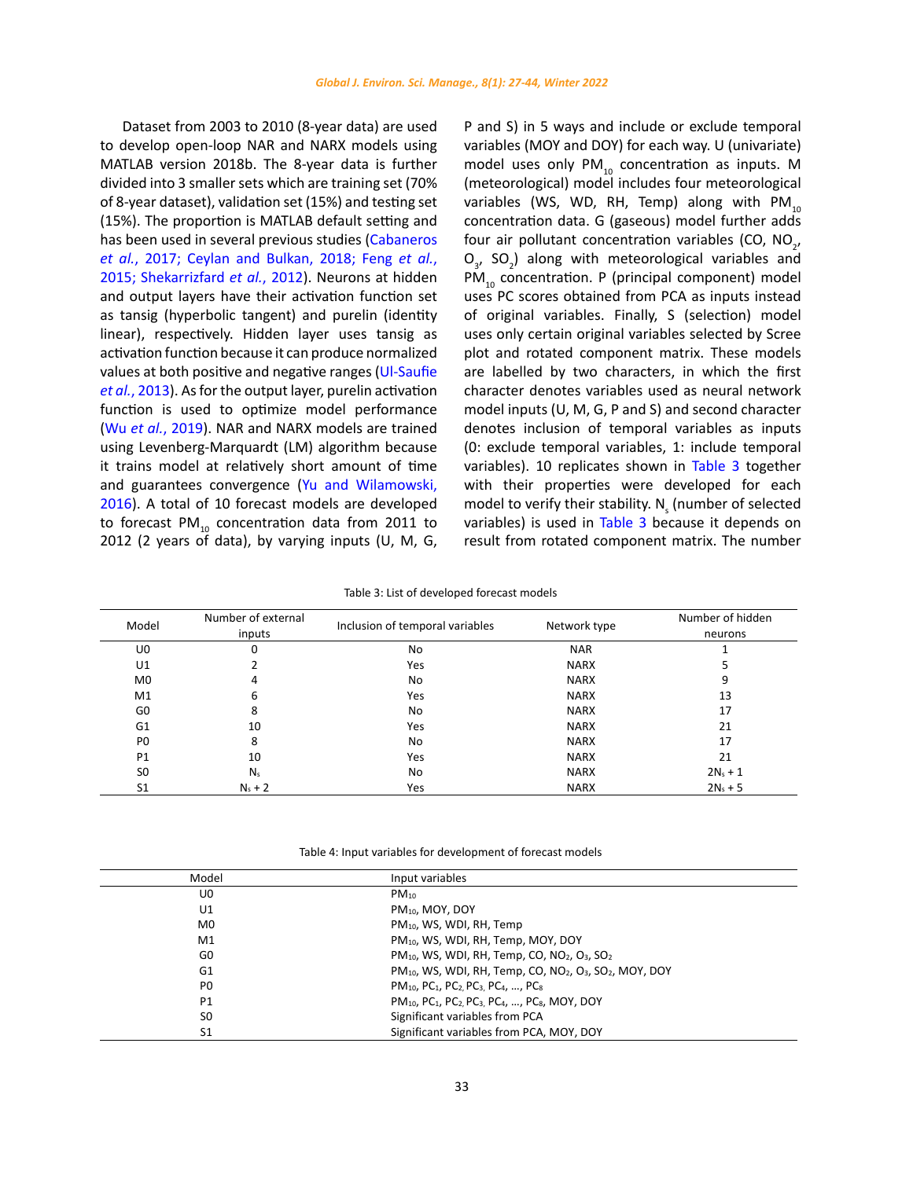Dataset from 2003 to 2010 (8-year data) are used to develop open-loop NAR and NARX models using MATLAB version 2018b. The 8-year data is further divided into 3 smaller sets which are training set (70% of 8-year dataset), validation set (15%) and testing set (15%). The proportion is MATLAB default setting and has been used in several previous studies (Cabaneros *et al.*, 2017; Ceylan and Bulkan, 2018; Feng *et al.*, 2015; Shekarrizfard *et al.*, 2012). Neurons at hidden and output layers have their activation function set as tansig (hyperbolic tangent) and purelin (identity linear), respectively. Hidden layer uses tansig as activation function because it can produce normalized values at both positive and negative ranges (Ul-Saufie *et al.*, 2013). As for the output layer, purelin activation function is used to optimize model performance (Wu *et al.*, 2019). NAR and NARX models are trained using Levenberg-Marquardt (LM) algorithm because it trains model at relatively short amount of time and guarantees convergence (Yu and Wilamowski, 2016). A total of 10 forecast models are developed to forecast $PM_{10}$ concentration data from 2011 to 2012 (2 years of data), by varying inputs (U, M, G, P and S) in 5 ways and include or exclude temporal variables (MOY and DOY) for each way. U (univariate) model uses only $PM_{10}$ concentration as inputs. M (meteorological) model includes four meteorological variables (WS, WD, RH, Temp) along with $PM_{10}$ concentration data. G (gaseous) model further adds four air pollutant concentration variables (CO, $NO_2$, $O_3$, $SO_2$) along with meteorological variables and $PM_{10}$ concentration. P (principal component) model uses PC scores obtained from PCA as inputs instead of original variables. Finally, S (selection) model uses only certain original variables selected by Scree plot and rotated component matrix. These models are labelled by two characters, in which the first character denotes variables used as neural network model inputs (U, M, G, P and S) and second character denotes inclusion of temporal variables as inputs (0: exclude temporal variables, 1: include temporal variables). 10 replicates shown in Table 3 together with their properties were developed for each model to verify their stability. $N_s$ (number of selected variables) is used in Table 3 because it depends on result from rotated component matrix. The number

Table 3: List of developed forecast models

| Model | Number of external inputs | Inclusion of temporal variables | Network type | Number of hidden neurons |
|---|---|---|---|---|
| U0 | 0 | No | NAR | 1 |
| U1 | 2 | Yes | NARX | 5 |
| M0 | 4 | No | NARX | 9 |
| M1 | 6 | Yes | NARX | 13 |
| G0 | 8 | No | NARX | 17 |
| G1 | 10 | Yes | NARX | 21 |
| P0 | 8 | No | NARX | 17 |
| P1 | 10 | Yes | NARX | 21 |
| S0 | $N_s$ | No | NARX | $2N_s + 1$ |
| S1 | $N_s + 2$ | Yes | NARX | $2N_s + 5$ |

Table 4: Input variables for development of forecast models

| Model | Input variables |
|---|---|
| U0 | $PM_{10}$ |
| U1 | $PM_{10}$, MOY, DOY |
| M0 | $PM_{10}$, WS, WDI, RH, Temp |
| M1 | $PM_{10}$, WS, WDI, RH, Temp, MOY, DOY |
| G0 | $PM_{10}$, WS, WDI, RH, Temp, CO, $NO_2$, $O_3$, $SO_2$ |
| G1 | $PM_{10}$, WS, WDI, RH, Temp, CO, $NO_2$, $O_3$, $SO_2$, MOY, DOY |
| P0 | $PM_{10}$, $PC_1$, $PC_2$, $PC_3$, $PC_4$, …, $PC_8$ |
| P1 | $PM_{10}$, $PC_1$, $PC_2$, $PC_3$, $PC_4$, …, $PC_8$, MOY, DOY |
| S0 | Significant variables from PCA |
| S1 | Significant variables from PCA, MOY, DOY |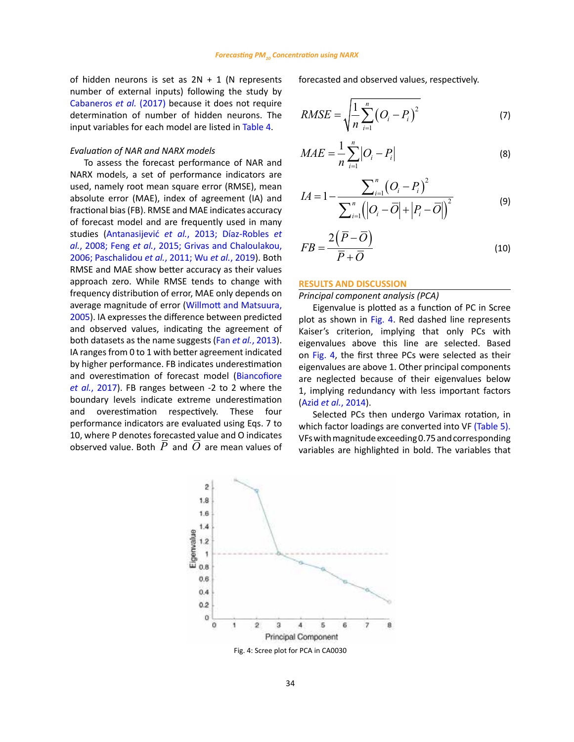of hidden neurons is set as 2N + 1 (N represents number of external inputs) following the study by Cabaneros *et al.* (2017) because it does not require determination of number of hidden neurons. The input variables for each model are listed in Table 4.

*Evaluation of NAR and NARX models*

To assess the forecast performance of NAR and NARX models, a set of performance indicators are used, namely root mean square error (RMSE), mean absolute error (MAE), index of agreement (IA) and fractional bias (FB). RMSE and MAE indicates accuracy of forecast model and are frequently used in many studies (Antanasijević *et al.*, 2013; Díaz-Robles *et al.*, 2008; Feng *et al.*, 2015; Grivas and Chaloulakou, 2006; Paschalidou *et al.*, 2011; Wu *et al.*, 2019). Both RMSE and MAE show better accuracy as their values approach zero. While RMSE tends to change with frequency distribution of error, MAE only depends on average magnitude of error (Willmott and Matsuura, 2005). IA expresses the difference between predicted and observed values, indicating the agreement of both datasets as the name suggests (Fan *et al.*, 2013). IA ranges from 0 to 1 with better agreement indicated by higher performance. FB indicates underestimation and overestimation of forecast model (Biancofiore *et al.*, 2017). FB ranges between -2 to 2 where the boundary levels indicate extreme underestimation and overestimation respectively. These four performance indicators are evaluated using Eqs. 7 to 10, where P denotes forecasted value and O indicates observed value. Both $\bar{P}$ and $\bar{O}$ are mean values of forecasted and observed values, respectively.

$$RMSE = \sqrt{\frac{1}{n}\sum_{i=1}^{n}(O_i - P_i)^2} \quad (7)$$

$$MAE = \frac{1}{n}\sum_{i=1}^{n}|O_i - P_i| \quad (8)$$

$$IA = 1 - \frac{\sum_{i=1}^{n}(O_i - P_i)^2}{\sum_{i=1}^{n}\left(|O_i - \bar{O}| + |P_i - \bar{O}|\right)^2} \quad (9)$$

$$FB = \frac{2(\bar{P} - \bar{O})}{\bar{P} + \bar{O}} \quad (10)$$

## RESULTS AND DISCUSSION

*Principal component analysis (PCA)*

Eigenvalue is plotted as a function of PC in Scree plot as shown in Fig. 4. Red dashed line represents Kaiser's criterion, implying that only PCs with eigenvalues above this line are selected. Based on Fig. 4, the first three PCs were selected as their eigenvalues are above 1. Other principal components are neglected because of their eigenvalues below 1, implying redundancy with less important factors (Azid *et al.*, 2014).

Selected PCs then undergo Varimax rotation, in which factor loadings are converted into VF (Table 5). VFs with magnitude exceeding 0.75 and corresponding variables are highlighted in bold. The variables that

Fig. 4: Scree plot for PCA in CA0030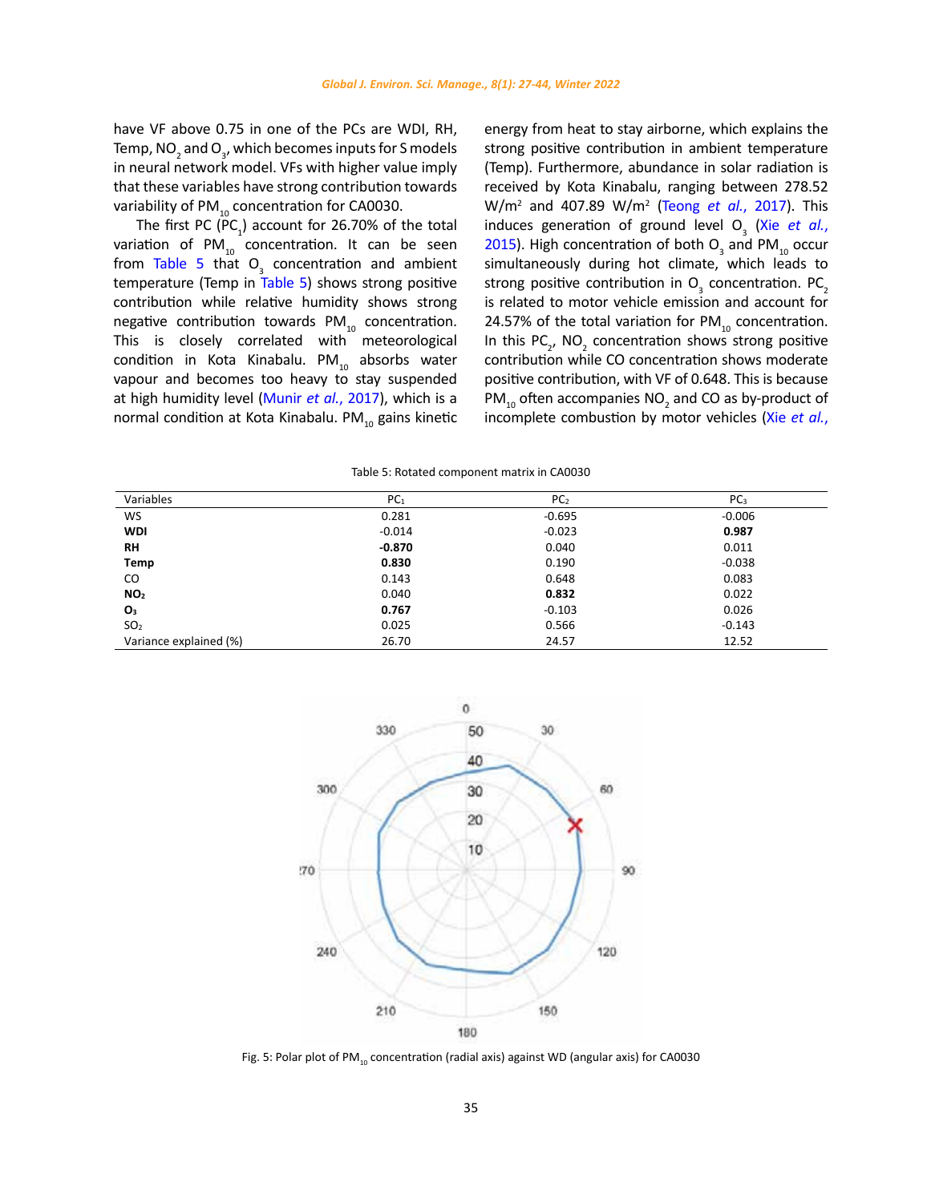have VF above 0.75 in one of the PCs are WDI, RH, Temp, $NO_2$ and $O_3$, which becomes inputs for S models in neural network model. VFs with higher value imply that these variables have strong contribution towards variability of $PM_{10}$ concentration for CA0030.

The first PC ($PC_1$) account for 26.70% of the total variation of $PM_{10}$ concentration. It can be seen from Table 5 that $O_3$ concentration and ambient temperature (Temp in Table 5) shows strong positive contribution while relative humidity shows strong negative contribution towards $PM_{10}$ concentration. This is closely correlated with meteorological condition in Kota Kinabalu. $PM_{10}$ absorbs water vapour and becomes too heavy to stay suspended at high humidity level (Munir *et al.*, 2017), which is a normal condition at Kota Kinabalu. $PM_{10}$ gains kinetic energy from heat to stay airborne, which explains the strong positive contribution in ambient temperature (Temp). Furthermore, abundance in solar radiation is received by Kota Kinabalu, ranging between 278.52 W/m$^2$ and 407.89 W/m$^2$ (Teong *et al.*, 2017). This induces generation of ground level $O_3$ (Xie *et al.*, 2015). High concentration of both $O_3$ and $PM_{10}$ occur simultaneously during hot climate, which leads to strong positive contribution in $O_3$ concentration. $PC_2$ is related to motor vehicle emission and account for 24.57% of the total variation for $PM_{10}$ concentration. In this $PC_2$, $NO_2$ concentration shows strong positive contribution while CO concentration shows moderate positive contribution, with VF of 0.648. This is because $PM_{10}$ often accompanies $NO_2$ and CO as by-product of incomplete combustion by motor vehicles (Xie *et al.*,

Table 5: Rotated component matrix in CA0030

| Variables | $PC_1$ | $PC_2$ | $PC_3$ |
|---|---|---|---|
| WS | 0.281 | -0.695 | -0.006 |
| **WDI** | -0.014 | -0.023 | **0.987** |
| **RH** | **-0.870** | 0.040 | 0.011 |
| **Temp** | **0.830** | 0.190 | -0.038 |
| CO | 0.143 | 0.648 | 0.083 |
| **$NO_2$** | 0.040 | **0.832** | 0.022 |
| **$O_3$** | **0.767** | -0.103 | 0.026 |
| $SO_2$ | 0.025 | 0.566 | -0.143 |
| Variance explained (%) | 26.70 | 24.57 | 12.52 |

Fig. 5: Polar plot of $PM_{10}$ concentration (radial axis) against WD (angular axis) for CA0030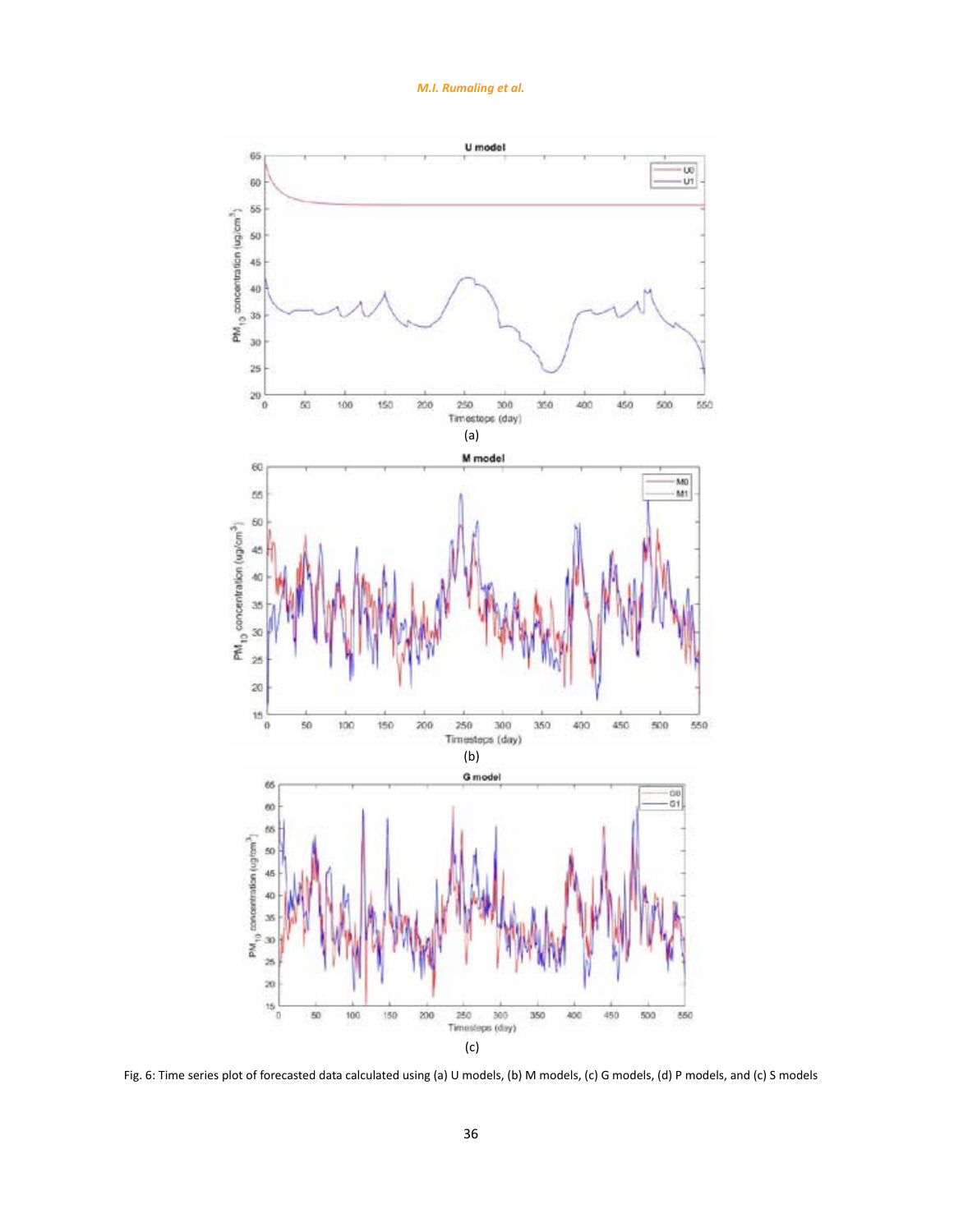Fig. 6: Time series plot of forecasted data calculated using (a) U models, (b) M models, (c) G models, (d) P models, and (c) S models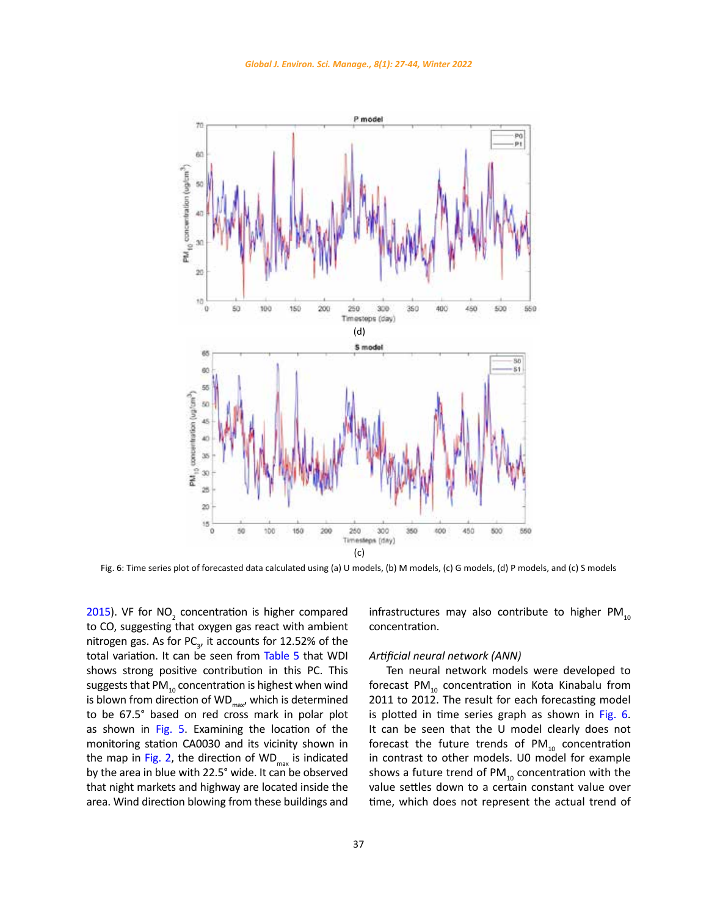Fig. 6: Time series plot of forecasted data calculated using (a) U models, (b) M models, (c) G models, (d) P models, and (c) S models

2015). VF for $NO_2$ concentration is higher compared to CO, suggesting that oxygen gas react with ambient nitrogen gas. As for $PC_3$, it accounts for 12.52% of the total variation. It can be seen from Table 5 that WDI shows strong positive contribution in this PC. This suggests that $PM_{10}$ concentration is highest when wind is blown from direction of $WD_{max}$, which is determined to be 67.5° based on red cross mark in polar plot as shown in Fig. 5. Examining the location of the monitoring station CA0030 and its vicinity shown in the map in Fig. 2, the direction of $WD_{max}$ is indicated by the area in blue with 22.5° wide. It can be observed that night markets and highway are located inside the area. Wind direction blowing from these buildings and infrastructures may also contribute to higher $PM_{10}$ concentration.

*Artificial neural network (ANN)*

Ten neural network models were developed to forecast $PM_{10}$ concentration in Kota Kinabalu from 2011 to 2012. The result for each forecasting model is plotted in time series graph as shown in Fig. 6. It can be seen that the U model clearly does not forecast the future trends of $PM_{10}$ concentration in contrast to other models. U0 model for example shows a future trend of $PM_{10}$ concentration with the value settles down to a certain constant value over time, which does not represent the actual trend of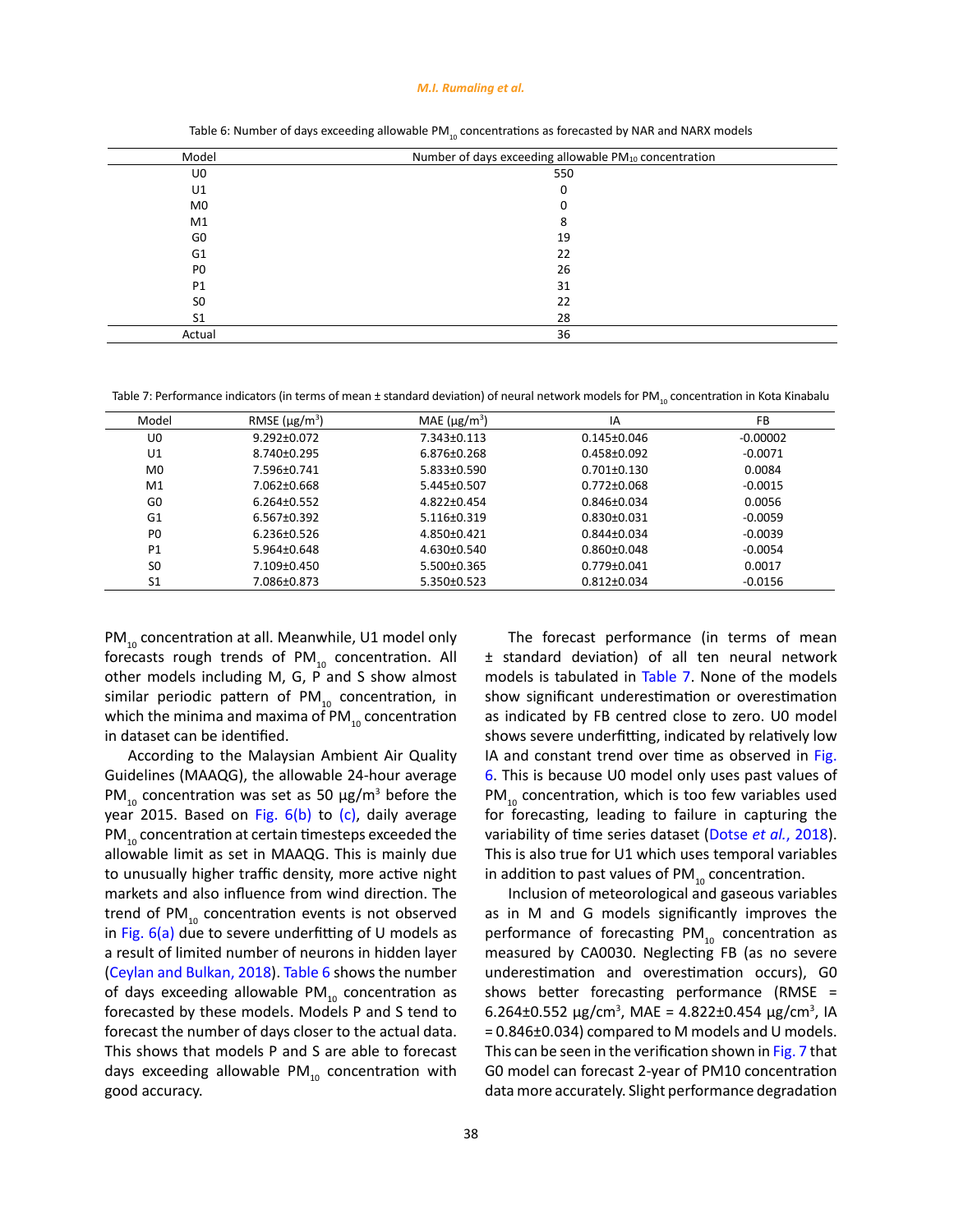Table 6: Number of days exceeding allowable $PM_{10}$ concentrations as forecasted by NAR and NARX models

| Model | Number of days exceeding allowable $PM_{10}$ concentration |
|---|---|
| U0 | 550 |
| U1 | 0 |
| M0 | 0 |
| M1 | 8 |
| G0 | 19 |
| G1 | 22 |
| P0 | 26 |
| P1 | 31 |
| S0 | 22 |
| S1 | 28 |
| Actual | 36 |

Table 7: Performance indicators (in terms of mean ± standard deviation) of neural network models for $PM_{10}$ concentration in Kota Kinabalu

| Model | RMSE (μg/m$^3$) | MAE (μg/m$^3$) | IA | FB |
|---|---|---|---|---|
| U0 | 9.292±0.072 | 7.343±0.113 | 0.145±0.046 | -0.00002 |
| U1 | 8.740±0.295 | 6.876±0.268 | 0.458±0.092 | -0.0071 |
| M0 | 7.596±0.741 | 5.833±0.590 | 0.701±0.130 | 0.0084 |
| M1 | 7.062±0.668 | 5.445±0.507 | 0.772±0.068 | -0.0015 |
| G0 | 6.264±0.552 | 4.822±0.454 | 0.846±0.034 | 0.0056 |
| G1 | 6.567±0.392 | 5.116±0.319 | 0.830±0.031 | -0.0059 |
| P0 | 6.236±0.526 | 4.850±0.421 | 0.844±0.034 | -0.0039 |
| P1 | 5.964±0.648 | 4.630±0.540 | 0.860±0.048 | -0.0054 |
| S0 | 7.109±0.450 | 5.500±0.365 | 0.779±0.041 | 0.0017 |
| S1 | 7.086±0.873 | 5.350±0.523 | 0.812±0.034 | -0.0156 |

$PM_{10}$ concentration at all. Meanwhile, U1 model only forecasts rough trends of $PM_{10}$ concentration. All other models including M, G, P and S show almost similar periodic pattern of $PM_{10}$ concentration, in which the minima and maxima of $PM_{10}$ concentration in dataset can be identified.

According to the Malaysian Ambient Air Quality Guidelines (MAAQG), the allowable 24-hour average $PM_{10}$ concentration was set as 50 μg/m$^3$ before the year 2015. Based on Fig. 6(b) to (c), daily average $PM_{10}$ concentration at certain timesteps exceeded the allowable limit as set in MAAQG. This is mainly due to unusually higher traffic density, more active night markets and also influence from wind direction. The trend of $PM_{10}$ concentration events is not observed in Fig. 6(a) due to severe underfitting of U models as a result of limited number of neurons in hidden layer (Ceylan and Bulkan, 2018). Table 6 shows the number of days exceeding allowable $PM_{10}$ concentration as forecasted by these models. Models P and S tend to forecast the number of days closer to the actual data. This shows that models P and S are able to forecast days exceeding allowable $PM_{10}$ concentration with good accuracy.

The forecast performance (in terms of mean ± standard deviation) of all ten neural network models is tabulated in Table 7. None of the models show significant underestimation or overestimation as indicated by FB centred close to zero. U0 model shows severe underfitting, indicated by relatively low IA and constant trend over time as observed in Fig. 6. This is because U0 model only uses past values of $PM_{10}$ concentration, which is too few variables used for forecasting, leading to failure in capturing the variability of time series dataset (Dotse *et al.*, 2018). This is also true for U1 which uses temporal variables in addition to past values of $PM_{10}$ concentration.

Inclusion of meteorological and gaseous variables as in M and G models significantly improves the performance of forecasting $PM_{10}$ concentration as measured by CA0030. Neglecting FB (as no severe underestimation and overestimation occurs), G0 shows better forecasting performance (RMSE = 6.264±0.552 μg/cm$^3$, MAE = 4.822±0.454 μg/cm$^3$, IA = 0.846±0.034) compared to M models and U models. This can be seen in the verification shown in Fig. 7 that G0 model can forecast 2-year of PM10 concentration data more accurately. Slight performance degradation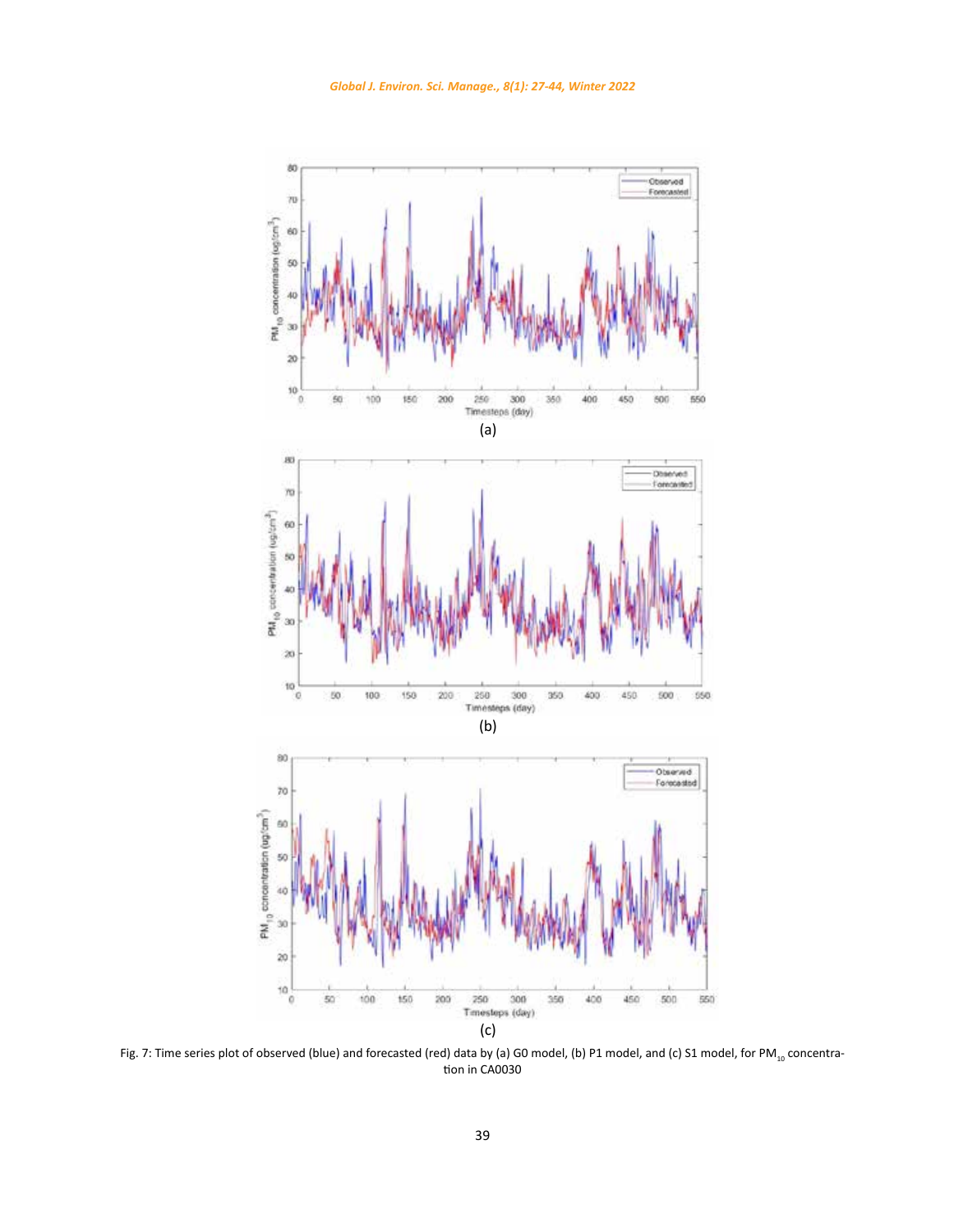(a)

(b)

(c)

Fig. 7: Time series plot of observed (blue) and forecasted (red) data by (a) G0 model, (b) P1 model, and (c) S1 model, for $PM_{10}$ concentration in CA0030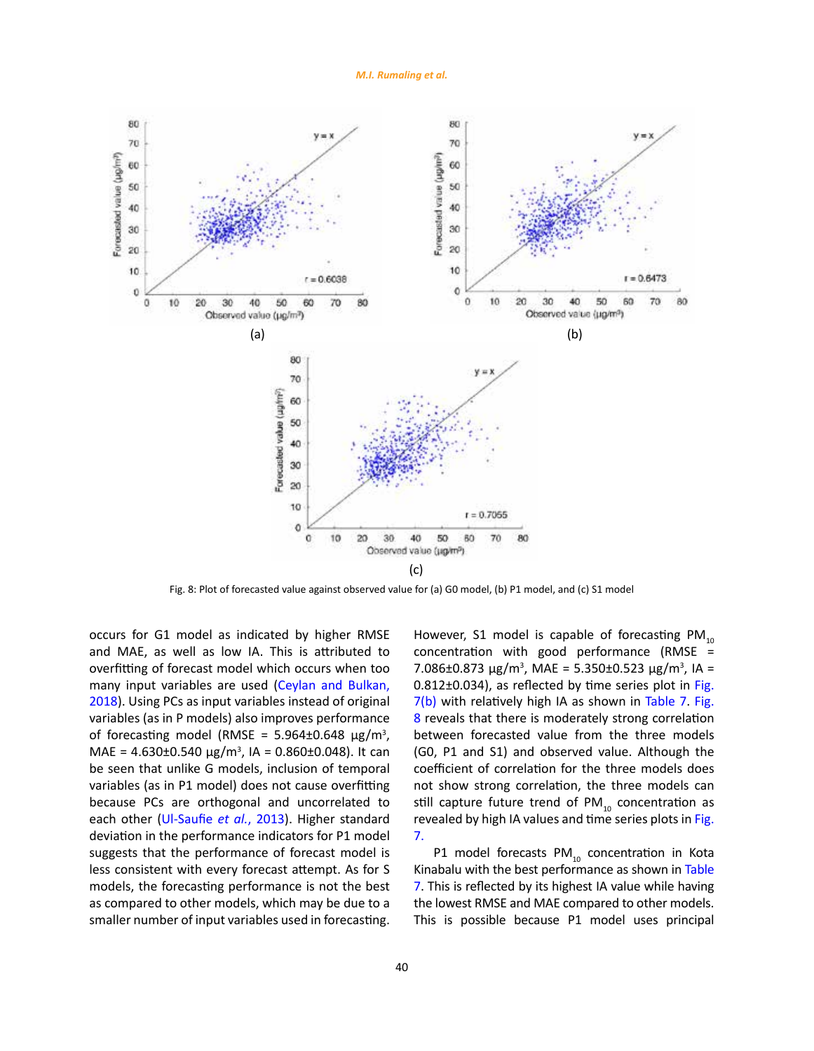Fig. 8: Plot of forecasted value against observed value for (a) G0 model, (b) P1 model, and (c) S1 model

occurs for G1 model as indicated by higher RMSE and MAE, as well as low IA. This is attributed to overfitting of forecast model which occurs when too many input variables are used (Ceylan and Bulkan, 2018). Using PCs as input variables instead of original variables (as in P models) also improves performance of forecasting model (RMSE = 5.964±0.648 μg/m³, MAE = 4.630±0.540 μg/m³, IA = 0.860±0.048). It can be seen that unlike G models, inclusion of temporal variables (as in P1 model) does not cause overfitting because PCs are orthogonal and uncorrelated to each other (Ul-Saufie *et al.*, 2013). Higher standard deviation in the performance indicators for P1 model suggests that the performance of forecast model is less consistent with every forecast attempt. As for S models, the forecasting performance is not the best as compared to other models, which may be due to a smaller number of input variables used in forecasting. However, S1 model is capable of forecasting $PM_{10}$ concentration with good performance (RMSE = 7.086±0.873 μg/m³, MAE = 5.350±0.523 μg/m³, IA = 0.812±0.034), as reflected by time series plot in Fig. 7(b) with relatively high IA as shown in Table 7. Fig. 8 reveals that there is moderately strong correlation between forecasted value from the three models (G0, P1 and S1) and observed value. Although the coefficient of correlation for the three models does not show strong correlation, the three models can still capture future trend of $PM_{10}$ concentration as revealed by high IA values and time series plots in Fig. 7.

P1 model forecasts $PM_{10}$ concentration in Kota Kinabalu with the best performance as shown in Table 7. This is reflected by its highest IA value while having the lowest RMSE and MAE compared to other models. This is possible because P1 model uses principal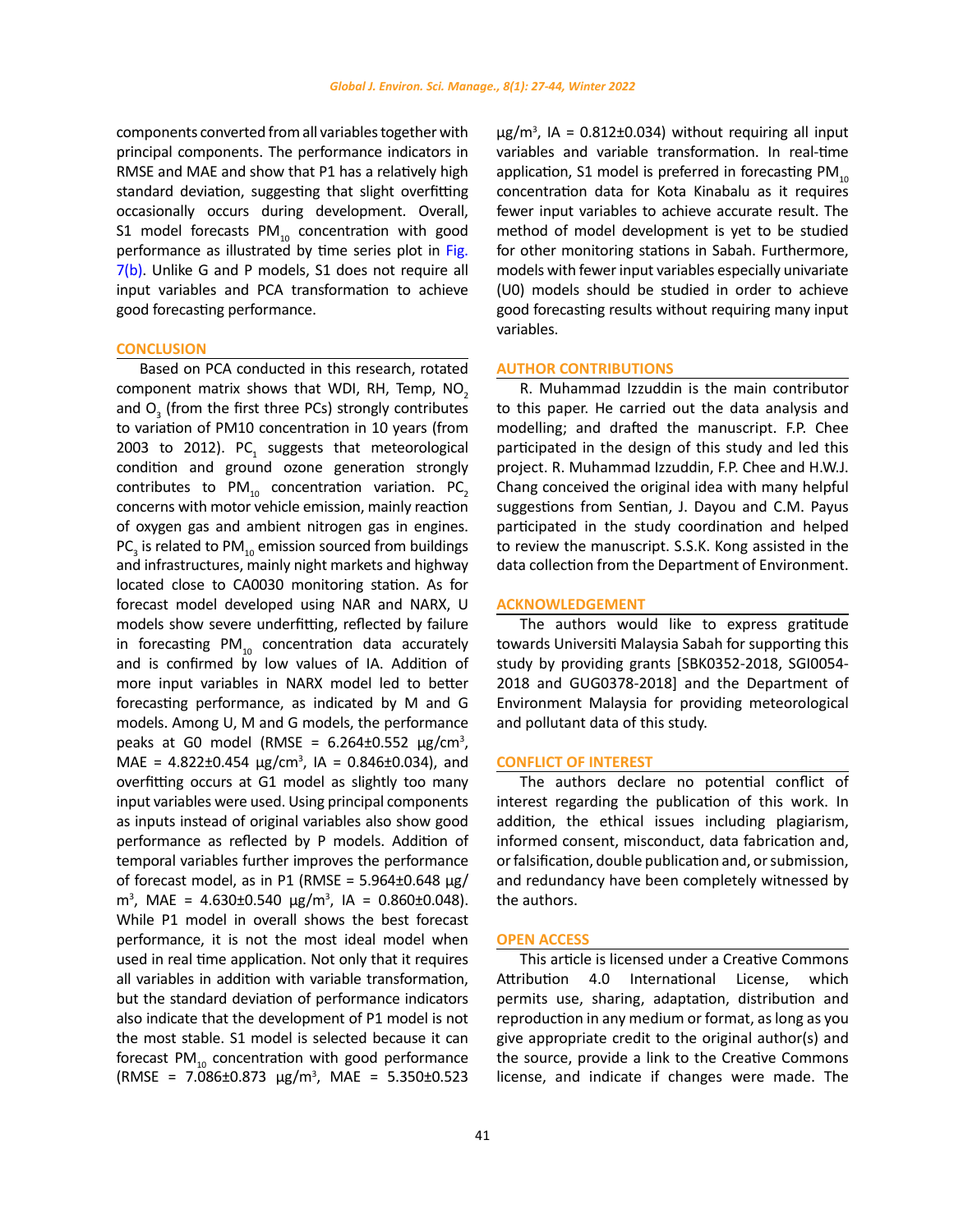components converted from all variables together with principal components. The performance indicators in RMSE and MAE and show that P1 has a relatively high standard deviation, suggesting that slight overfitting occasionally occurs during development. Overall, S1 model forecasts $PM_{10}$ concentration with good performance as illustrated by time series plot in Fig. 7(b). Unlike G and P models, S1 does not require all input variables and PCA transformation to achieve good forecasting performance.

## CONCLUSION

Based on PCA conducted in this research, rotated component matrix shows that WDI, RH, Temp, $NO_2$ and $O_3$ (from the first three PCs) strongly contributes to variation of PM10 concentration in 10 years (from 2003 to 2012). $PC_1$ suggests that meteorological condition and ground ozone generation strongly contributes to $PM_{10}$ concentration variation. $PC_2$ concerns with motor vehicle emission, mainly reaction of oxygen gas and ambient nitrogen gas in engines. $PC_3$ is related to $PM_{10}$ emission sourced from buildings and infrastructures, mainly night markets and highway located close to CA0030 monitoring station. As for forecast model developed using NAR and NARX, U models show severe underfitting, reflected by failure in forecasting $PM_{10}$ concentration data accurately and is confirmed by low values of IA. Addition of more input variables in NARX model led to better forecasting performance, as indicated by M and G models. Among U, M and G models, the performance peaks at G0 model (RMSE = 6.264±0.552 µg/cm$^3$, MAE = 4.822±0.454 µg/cm$^3$, IA = 0.846±0.034), and overfitting occurs at G1 model as slightly too many input variables were used. Using principal components as inputs instead of original variables also show good performance as reflected by P models. Addition of temporal variables further improves the performance of forecast model, as in P1 (RMSE = 5.964±0.648 µg/m$^3$, MAE = 4.630±0.540 µg/m$^3$, IA = 0.860±0.048). While P1 model in overall shows the best forecast performance, it is not the most ideal model when used in real time application. Not only that it requires all variables in addition with variable transformation, but the standard deviation of performance indicators also indicate that the development of P1 model is not the most stable. S1 model is selected because it can forecast $PM_{10}$ concentration with good performance (RMSE = 7.086±0.873 µg/m$^3$, MAE = 5.350±0.523 µg/m$^3$, IA = 0.812±0.034) without requiring all input variables and variable transformation. In real-time application, S1 model is preferred in forecasting $PM_{10}$ concentration data for Kota Kinabalu as it requires fewer input variables to achieve accurate result. The method of model development is yet to be studied for other monitoring stations in Sabah. Furthermore, models with fewer input variables especially univariate (U0) models should be studied in order to achieve good forecasting results without requiring many input variables.

## AUTHOR CONTRIBUTIONS

R. Muhammad Izzuddin is the main contributor to this paper. He carried out the data analysis and modelling; and drafted the manuscript. F.P. Chee participated in the design of this study and led this project. R. Muhammad Izzuddin, F.P. Chee and H.W.J. Chang conceived the original idea with many helpful suggestions from Sentian, J. Dayou and C.M. Payus participated in the study coordination and helped to review the manuscript. S.S.K. Kong assisted in the data collection from the Department of Environment.

## ACKNOWLEDGEMENT

The authors would like to express gratitude towards Universiti Malaysia Sabah for supporting this study by providing grants [SBK0352-2018, SGI0054-2018 and GUG0378-2018] and the Department of Environment Malaysia for providing meteorological and pollutant data of this study.

## CONFLICT OF INTEREST

The authors declare no potential conflict of interest regarding the publication of this work. In addition, the ethical issues including plagiarism, informed consent, misconduct, data fabrication and, or falsification, double publication and, or submission, and redundancy have been completely witnessed by the authors.

## OPEN ACCESS

This article is licensed under a Creative Commons Attribution 4.0 International License, which permits use, sharing, adaptation, distribution and reproduction in any medium or format, as long as you give appropriate credit to the original author(s) and the source, provide a link to the Creative Commons license, and indicate if changes were made. The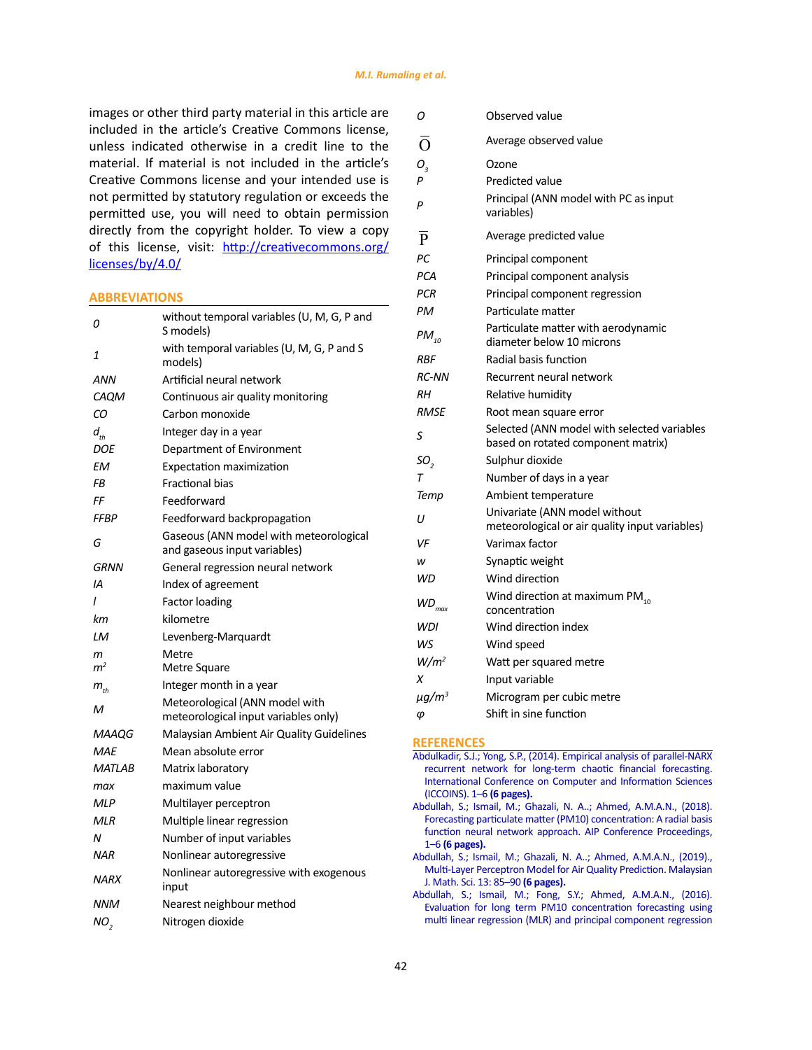images or other third party material in this article are included in the article's Creative Commons license, unless indicated otherwise in a credit line to the material. If material is not included in the article's Creative Commons license and your intended use is not permitted by statutory regulation or exceeds the permitted use, you will need to obtain permission directly from the copyright holder. To view a copy of this license, visit: http://creativecommons.org/licenses/by/4.0/

## ABBREVIATIONS

| | |
|---|---|
| *0* | without temporal variables (U, M, G, P and S models) |
| *1* | with temporal variables (U, M, G, P and S models) |
| *ANN* | Artificial neural network |
| *CAQM* | Continuous air quality monitoring |
| *CO* | Carbon monoxide |
| $d_{th}$ | Integer day in a year |
| *DOE* | Department of Environment |
| *EM* | Expectation maximization |
| *FB* | Fractional bias |
| *FF* | Feedforward |
| *FFBP* | Feedforward backpropagation |
| *G* | Gaseous (ANN model with meteorological and gaseous input variables) |
| *GRNN* | General regression neural network |
| *IA* | Index of agreement |
| *l* | Factor loading |
| *km* | kilometre |
| *LM* | Levenberg-Marquardt |
| *m* | Metre |
| $m^2$ | Metre Square |
| $m_{th}$ | Integer month in a year |
| *M* | Meteorological (ANN model with meteorological input variables only) |
| *MAAQG* | Malaysian Ambient Air Quality Guidelines |
| *MAE* | Mean absolute error |
| *MATLAB* | Matrix laboratory |
| *max* | maximum value |
| *MLP* | Multilayer perceptron |
| *MLR* | Multiple linear regression |
| *N* | Number of input variables |
| *NAR* | Nonlinear autoregressive |
| *NARX* | Nonlinear autoregressive with exogenous input |
| *NNM* | Nearest neighbour method |
| $NO_2$ | Nitrogen dioxide |
| *O* | Observed value |
| $\overline{O}$ | Average observed value |
| $O_3$ | Ozone |
| *P* | Predicted value |
| *P* | Principal (ANN model with PC as input variables) |
| $\overline{P}$ | Average predicted value |
| *PC* | Principal component |
| *PCA* | Principal component analysis |
| *PCR* | Principal component regression |
| *PM* | Particulate matter |
| $PM_{10}$ | Particulate matter with aerodynamic diameter below 10 microns |
| *RBF* | Radial basis function |
| *RC-NN* | Recurrent neural network |
| *RH* | Relative humidity |
| *RMSE* | Root mean square error |
| *S* | Selected (ANN model with selected variables based on rotated component matrix) |
| $SO_2$ | Sulphur dioxide |
| *T* | Number of days in a year |
| *Temp* | Ambient temperature |
| *U* | Univariate (ANN model without meteorological or air quality input variables) |
| *VF* | Varimax factor |
| *w* | Synaptic weight |
| *WD* | Wind direction |
| $WD_{max}$ | Wind direction at maximum $PM_{10}$ concentration |
| *WDI* | Wind direction index |
| *WS* | Wind speed |
| $W/m^2$ | Watt per squared metre |
| *X* | Input variable |
| $\mu g/m^3$ | Microgram per cubic metre |
| $\varphi$ | Shift in sine function |

## REFERENCES

Abdulkadir, S.J.; Yong, S.P., (2014). Empirical analysis of parallel-NARX recurrent network for long-term chaotic financial forecasting. International Conference on Computer and Information Sciences (ICCOINS). 1–6 **(6 pages).**

Abdullah, S.; Ismail, M.; Ghazali, N. A..; Ahmed, A.M.A.N., (2018). Forecasting particulate matter (PM10) concentration: A radial basis function neural network approach. AIP Conference Proceedings, 1–6 **(6 pages).**

Abdullah, S.; Ismail, M.; Ghazali, N. A..; Ahmed, A.M.A.N., (2019)., Multi-Layer Perceptron Model for Air Quality Prediction. Malaysian J. Math. Sci. 13: 85–90 **(6 pages).**

Abdullah, S.; Ismail, M.; Fong, S.Y.; Ahmed, A.M.A.N., (2016). Evaluation for long term PM10 concentration forecasting using multi linear regression (MLR) and principal component regression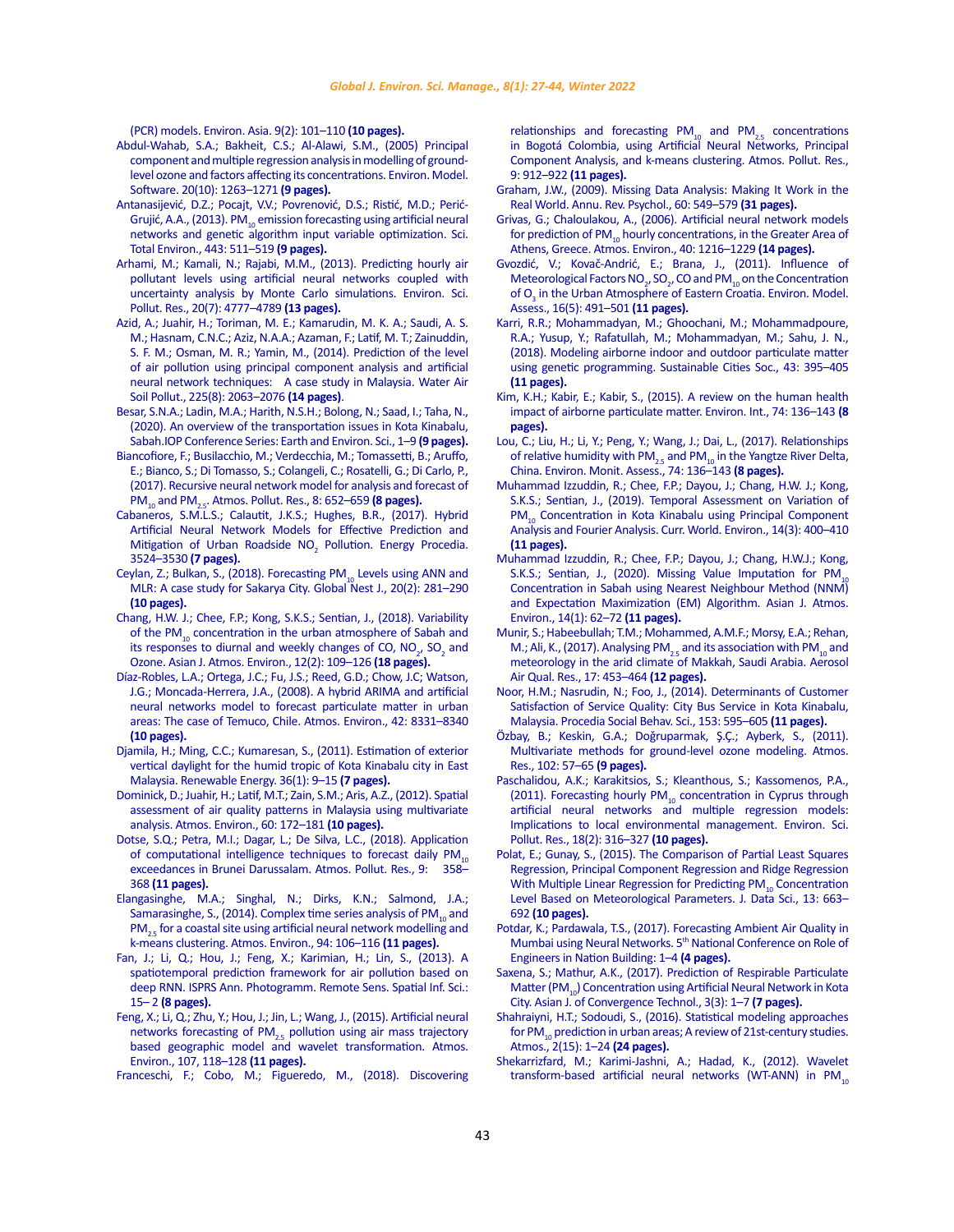(PCR) models. Environ. Asia. 9(2): 101–110 **(10 pages).**

Abdul-Wahab, S.A.; Bakheit, C.S.; Al-Alawi, S.M., (2005) Principal component and multiple regression analysis in modelling of ground-level ozone and factors affecting its concentrations. Environ. Model. Software. 20(10): 1263–1271 **(9 pages).**

Antanasijević, D.Z.; Pocajt, V.V.; Povrenović, D.S.; Ristić, M.D.; Perić-Grujić, A.A., (2013). $PM_{10}$ emission forecasting using artificial neural networks and genetic algorithm input variable optimization. Sci. Total Environ., 443: 511–519 **(9 pages).**

Arhami, M.; Kamali, N.; Rajabi, M.M., (2013). Predicting hourly air pollutant levels using artificial neural networks coupled with uncertainty analysis by Monte Carlo simulations. Environ. Sci. Pollut. Res., 20(7): 4777–4789 **(13 pages).**

Azid, A.; Juahir, H.; Toriman, M. E.; Kamarudin, M. K. A.; Saudi, A. S. M.; Hasnam, C.N.C.; Aziz, N.A.A.; Azaman, F.; Latif, M. T.; Zainuddin, S. F. M.; Osman, M. R.; Yamin, M., (2014). Prediction of the level of air pollution using principal component analysis and artificial neural network techniques: A case study in Malaysia. Water Air Soil Pollut., 225(8): 2063–2076 **(14 pages)**.

Besar, S.N.A.; Ladin, M.A.; Harith, N.S.H.; Bolong, N.; Saad, I.; Taha, N., (2020). An overview of the transportation issues in Kota Kinabalu, Sabah.IOP Conference Series: Earth and Environ. Sci., 1–9 **(9 pages).**

Biancofiore, F.; Busilacchio, M.; Verdecchia, M.; Tomassetti, B.; Aruffo, E.; Bianco, S.; Di Tomasso, S.; Colangeli, C.; Rosatelli, G.; Di Carlo, P., (2017). Recursive neural network model for analysis and forecast of $PM_{10}$ and $PM_{2.5}$. Atmos. Pollut. Res., 8: 652–659 **(8 pages).**

Cabaneros, S.M.L.S.; Calautit, J.K.S.; Hughes, B.R., (2017). Hybrid Artificial Neural Network Models for Effective Prediction and Mitigation of Urban Roadside $NO_2$ Pollution. Energy Procedia. 3524–3530 **(7 pages).**

Ceylan, Z.; Bulkan, S., (2018). Forecasting $PM_{10}$ Levels using ANN and MLR: A case study for Sakarya City. Global Nest J., 20(2): 281–290 **(10 pages).**

Chang, H.W. J.; Chee, F.P.; Kong, S.K.S.; Sentian, J., (2018). Variability of the $PM_{10}$ concentration in the urban atmosphere of Sabah and its responses to diurnal and weekly changes of CO, $NO_2$, $SO_2$ and Ozone. Asian J. Atmos. Environ., 12(2): 109–126 **(18 pages).**

Díaz-Robles, L.A.; Ortega, J.C.; Fu, J.S.; Reed, G.D.; Chow, J.C; Watson, J.G.; Moncada-Herrera, J.A., (2008). A hybrid ARIMA and artificial neural networks model to forecast particulate matter in urban areas: The case of Temuco, Chile. Atmos. Environ., 42: 8331–8340 **(10 pages).**

Djamila, H.; Ming, C.C.; Kumaresan, S., (2011). Estimation of exterior vertical daylight for the humid tropic of Kota Kinabalu city in East Malaysia. Renewable Energy. 36(1): 9–15 **(7 pages).**

Dominick, D.; Juahir, H.; Latif, M.T.; Zain, S.M.; Aris, A.Z., (2012). Spatial assessment of air quality patterns in Malaysia using multivariate analysis. Atmos. Environ., 60: 172–181 **(10 pages).**

Dotse, S.Q.; Petra, M.I.; Dagar, L.; De Silva, L.C., (2018). Application of computational intelligence techniques to forecast daily $PM_{10}$ exceedances in Brunei Darussalam. Atmos. Pollut. Res., 9: 358–368 **(11 pages).**

Elangasinghe, M.A.; Singhal, N.; Dirks, K.N.; Salmond, J.A.; Samarasinghe, S., (2014). Complex time series analysis of $PM_{10}$ and $PM_{2.5}$ for a coastal site using artificial neural network modelling and k-means clustering. Atmos. Environ., 94: 106–116 **(11 pages).**

Fan, J.; Li, Q.; Hou, J.; Feng, X.; Karimian, H.; Lin, S., (2013). A spatiotemporal prediction framework for air pollution based on deep RNN. ISPRS Ann. Photogramm. Remote Sens. Spatial Inf. Sci.: 15– 2 **(8 pages).**

Feng, X.; Li, Q.; Zhu, Y.; Hou, J.; Jin, L.; Wang, J., (2015). Artificial neural networks forecasting of $PM_{2.5}$ pollution using air mass trajectory based geographic model and wavelet transformation. Atmos. Environ., 107, 118–128 **(11 pages).**

Franceschi, F.; Cobo, M.; Figueredo, M., (2018). Discovering relationships and forecasting $PM_{10}$ and $PM_{2.5}$ concentrations in Bogotá Colombia, using Artificial Neural Networks, Principal Component Analysis, and k-means clustering. Atmos. Pollut. Res., 9: 912–922 **(11 pages).**

Graham, J.W., (2009). Missing Data Analysis: Making It Work in the Real World. Annu. Rev. Psychol., 60: 549–579 **(31 pages).**

Grivas, G.; Chaloulakou, A., (2006). Artificial neural network models for prediction of $PM_{10}$ hourly concentrations, in the Greater Area of Athens, Greece. Atmos. Environ., 40: 1216–1229 **(14 pages).**

Gvozdić, V.; Kovač-Andrić, E.; Brana, J., (2011). Influence of Meteorological Factors $NO_2$, $SO_2$, CO and $PM_{10}$ on the Concentration of $O_3$ in the Urban Atmosphere of Eastern Croatia. Environ. Model. Assess., 16(5): 491–501 **(11 pages).**

Karri, R.R.; Mohammadyan, M.; Ghoochani, M.; Mohammadpoure, R.A.; Yusup, Y.; Rafatullah, M.; Mohammadyan, M.; Sahu, J. N., (2018). Modeling airborne indoor and outdoor particulate matter using genetic programming. Sustainable Cities Soc., 43: 395–405 **(11 pages).**

Kim, K.H.; Kabir, E.; Kabir, S., (2015). A review on the human health impact of airborne particulate matter. Environ. Int., 74: 136–143 **(8 pages).**

Lou, C.; Liu, H.; Li, Y.; Peng, Y.; Wang, J.; Dai, L., (2017). Relationships of relative humidity with $PM_{2.5}$ and $PM_{10}$ in the Yangtze River Delta, China. Environ. Monit. Assess., 74: 136–143 **(8 pages).**

Muhammad Izzuddin, R.; Chee, F.P.; Dayou, J.; Chang, H.W. J.; Kong, S.K.S.; Sentian, J., (2019). Temporal Assessment on Variation of $PM_{10}$ Concentration in Kota Kinabalu using Principal Component Analysis and Fourier Analysis. Curr. World. Environ., 14(3): 400–410 **(11 pages).**

Muhammad Izzuddin, R.; Chee, F.P.; Dayou, J.; Chang, H.W.J.; Kong, S.K.S.; Sentian, J., (2020). Missing Value Imputation for $PM_{10}$ Concentration in Sabah using Nearest Neighbour Method (NNM) and Expectation Maximization (EM) Algorithm. Asian J. Atmos. Environ., 14(1): 62–72 **(11 pages).**

Munir, S.; Habeebullah; T.M.; Mohammed, A.M.F.; Morsy, E.A.; Rehan, M.; Ali, K., (2017). Analysing $PM_{2.5}$ and its association with $PM_{10}$ and meteorology in the arid climate of Makkah, Saudi Arabia. Aerosol Air Qual. Res., 17: 453–464 **(12 pages).**

Noor, H.M.; Nasrudin, N.; Foo, J., (2014). Determinants of Customer Satisfaction of Service Quality: City Bus Service in Kota Kinabalu, Malaysia. Procedia Social Behav. Sci., 153: 595–605 **(11 pages).**

Özbay, B.; Keskin, G.A.; Doğruparmak, Ş.Ç.; Ayberk, S., (2011). Multivariate methods for ground-level ozone modeling. Atmos. Res., 102: 57–65 **(9 pages).**

Paschalidou, A.K.; Karakitsios, S.; Kleanthous, S.; Kassomenos, P.A., (2011). Forecasting hourly $PM_{10}$ concentration in Cyprus through artificial neural networks and multiple regression models: Implications to local environmental management. Environ. Sci. Pollut. Res., 18(2): 316–327 **(10 pages).**

Polat, E.; Gunay, S., (2015). The Comparison of Partial Least Squares Regression, Principal Component Regression and Ridge Regression With Multiple Linear Regression for Predicting $PM_{10}$ Concentration Level Based on Meteorological Parameters. J. Data Sci., 13: 663–692 **(10 pages).**

Potdar, K.; Pardawala, T.S., (2017). Forecasting Ambient Air Quality in Mumbai using Neural Networks. 5th National Conference on Role of Engineers in Nation Building: 1–4 **(4 pages).**

Saxena, S.; Mathur, A.K., (2017). Prediction of Respirable Particulate Matter ($PM_{10}$) Concentration using Artificial Neural Network in Kota City. Asian J. of Convergence Technol., 3(3): 1–7 **(7 pages).**

Shahraiyni, H.T.; Sodoudi, S., (2016). Statistical modeling approaches for $PM_{10}$ prediction in urban areas; A review of 21st-century studies. Atmos., 2(15): 1–24 **(24 pages).**

Shekarrizfard, M.; Karimi-Jashni, A.; Hadad, K., (2012). Wavelet transform-based artificial neural networks (WT-ANN) in $PM_{10}$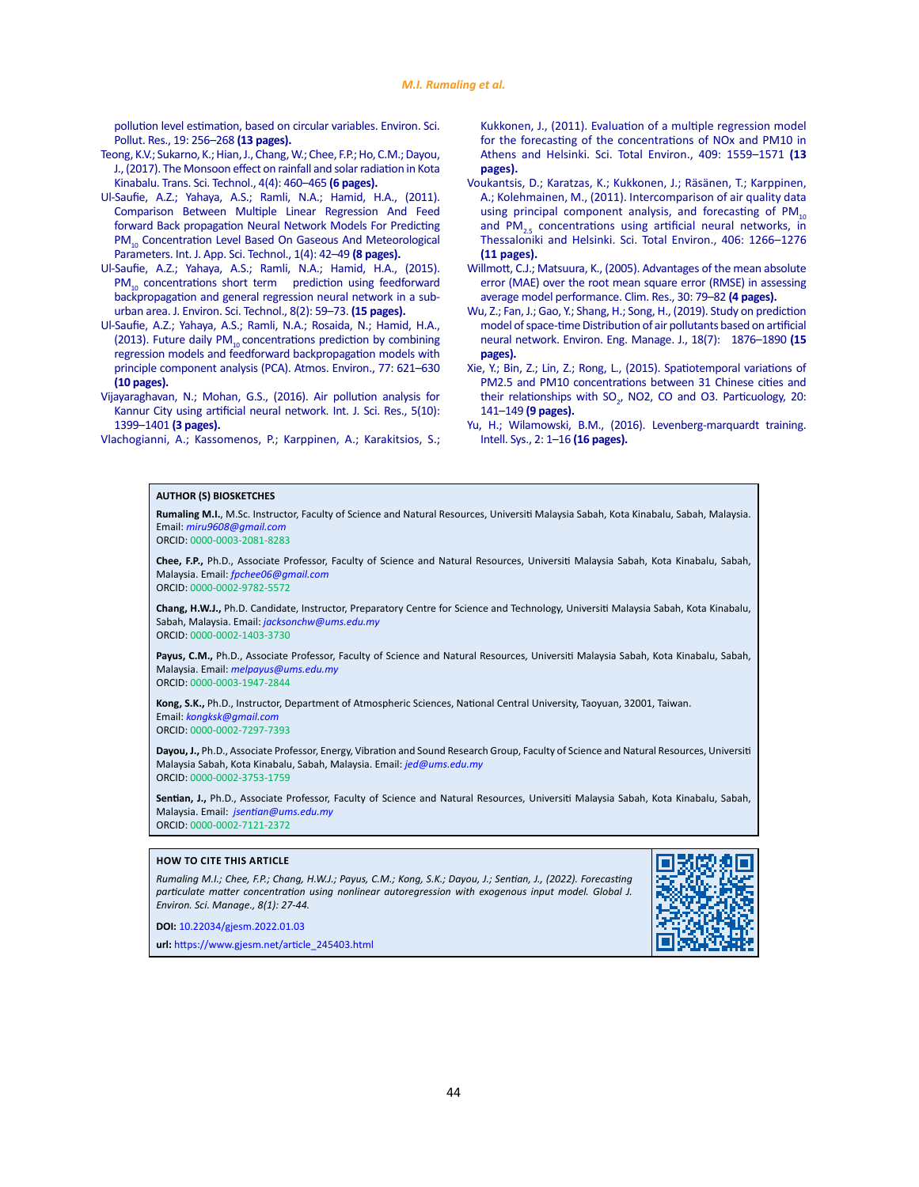pollution level estimation, based on circular variables. Environ. Sci. Pollut. Res., 19: 256–268 **(13 pages).**

Teong, K.V.; Sukarno, K.; Hian, J., Chang, W.; Chee, F.P.; Ho, C.M.; Dayou, J., (2017). The Monsoon effect on rainfall and solar radiation in Kota Kinabalu. Trans. Sci. Technol., 4(4): 460–465 **(6 pages).**

Ul-Saufie, A.Z.; Yahaya, A.S.; Ramli, N.A.; Hamid, H.A., (2011). Comparison Between Multiple Linear Regression And Feed forward Back propagation Neural Network Models For Predicting $PM_{10}$ Concentration Level Based On Gaseous And Meteorological Parameters. Int. J. App. Sci. Technol., 1(4): 42–49 **(8 pages).**

Ul-Saufie, A.Z.; Yahaya, A.S.; Ramli, N.A.; Hamid, H.A., (2015). $PM_{10}$ concentrations short term prediction using feedforward backpropagation and general regression neural network in a sub-urban area. J. Environ. Sci. Technol., 8(2): 59–73. **(15 pages).**

Ul-Saufie, A.Z.; Yahaya, A.S.; Ramli, N.A.; Rosaida, N.; Hamid, H.A., (2013). Future daily $PM_{10}$ concentrations prediction by combining regression models and feedforward backpropagation models with principle component analysis (PCA). Atmos. Environ., 77: 621–630 **(10 pages).**

Vijayaraghavan, N.; Mohan, G.S., (2016). Air pollution analysis for Kannur City using artificial neural network. Int. J. Sci. Res., 5(10): 1399–1401 **(3 pages).**

Vlachogianni, A.; Kassomenos, P.; Karppinen, A.; Karakitsios, S.; Kukkonen, J., (2011). Evaluation of a multiple regression model for the forecasting of the concentrations of NOx and PM10 in Athens and Helsinki. Sci. Total Environ., 409: 1559–1571 **(13 pages).**

Voukantsis, D.; Karatzas, K.; Kukkonen, J.; Räsänen, T.; Karppinen, A.; Kolehmainen, M., (2011). Intercomparison of air quality data using principal component analysis, and forecasting of $PM_{10}$ and $PM_{2.5}$ concentrations using artificial neural networks, in Thessaloniki and Helsinki. Sci. Total Environ., 406: 1266–1276 **(11 pages).**

Willmott, C.J.; Matsuura, K., (2005). Advantages of the mean absolute error (MAE) over the root mean square error (RMSE) in assessing average model performance. Clim. Res., 30: 79–82 **(4 pages).**

Wu, Z.; Fan, J.; Gao, Y.; Shang, H.; Song, H., (2019). Study on prediction model of space-time Distribution of air pollutants based on artificial neural network. Environ. Eng. Manage. J., 18(7): 1876–1890 **(15 pages).**

Xie, Y.; Bin, Z.; Lin, Z.; Rong, L., (2015). Spatiotemporal variations of PM2.5 and PM10 concentrations between 31 Chinese cities and their relationships with $SO_2$, NO2, CO and O3. Particuology, 20: 141–149 **(9 pages).**

Yu, H.; Wilamowski, B.M., (2016). Levenberg-marquardt training. Intell. Sys., 2: 1–16 **(16 pages).**

**AUTHOR (S) BIOSKETCHES**

**Rumaling M.I.**, M.Sc. Instructor, Faculty of Science and Natural Resources, Universiti Malaysia Sabah, Kota Kinabalu, Sabah, Malaysia.
Email: *miru9608@gmail.com*
ORCID: 0000-0003-2081-8283

**Chee, F.P.,** Ph.D., Associate Professor, Faculty of Science and Natural Resources, Universiti Malaysia Sabah, Kota Kinabalu, Sabah, Malaysia. Email: *fpchee06@gmail.com*
ORCID: 0000-0002-9782-5572

**Chang, H.W.J.,** Ph.D. Candidate, Instructor, Preparatory Centre for Science and Technology, Universiti Malaysia Sabah, Kota Kinabalu, Sabah, Malaysia. Email: *jacksonchw@ums.edu.my*
ORCID: 0000-0002-1403-3730

**Payus, C.M.,** Ph.D., Associate Professor, Faculty of Science and Natural Resources, Universiti Malaysia Sabah, Kota Kinabalu, Sabah, Malaysia. Email: *melpayus@ums.edu.my*
ORCID: 0000-0003-1947-2844

**Kong, S.K.,** Ph.D., Instructor, Department of Atmospheric Sciences, National Central University, Taoyuan, 32001, Taiwan.
Email: *kongksk@gmail.com*
ORCID: 0000-0002-7297-7393

**Dayou, J.,** Ph.D., Associate Professor, Energy, Vibration and Sound Research Group, Faculty of Science and Natural Resources, Universiti Malaysia Sabah, Kota Kinabalu, Sabah, Malaysia. Email: *jed@ums.edu.my*
ORCID: 0000-0002-3753-1759

**Sentian, J.,** Ph.D., Associate Professor, Faculty of Science and Natural Resources, Universiti Malaysia Sabah, Kota Kinabalu, Sabah, Malaysia. Email: *jsentian@ums.edu.my*
ORCID: 0000-0002-7121-2372

**HOW TO CITE THIS ARTICLE**

*Rumaling M.I.; Chee, F.P.; Chang, H.W.J.; Payus, C.M.; Kong, S.K.; Dayou, J.; Sentian, J., (2022). Forecasting particulate matter concentration using nonlinear autoregression with exogenous input model. Global J. Environ. Sci. Manage., 8(1): 27-44.*

**DOI:** 10.22034/gjesm.2022.01.03

**url:** https://www.gjesm.net/article_245403.html